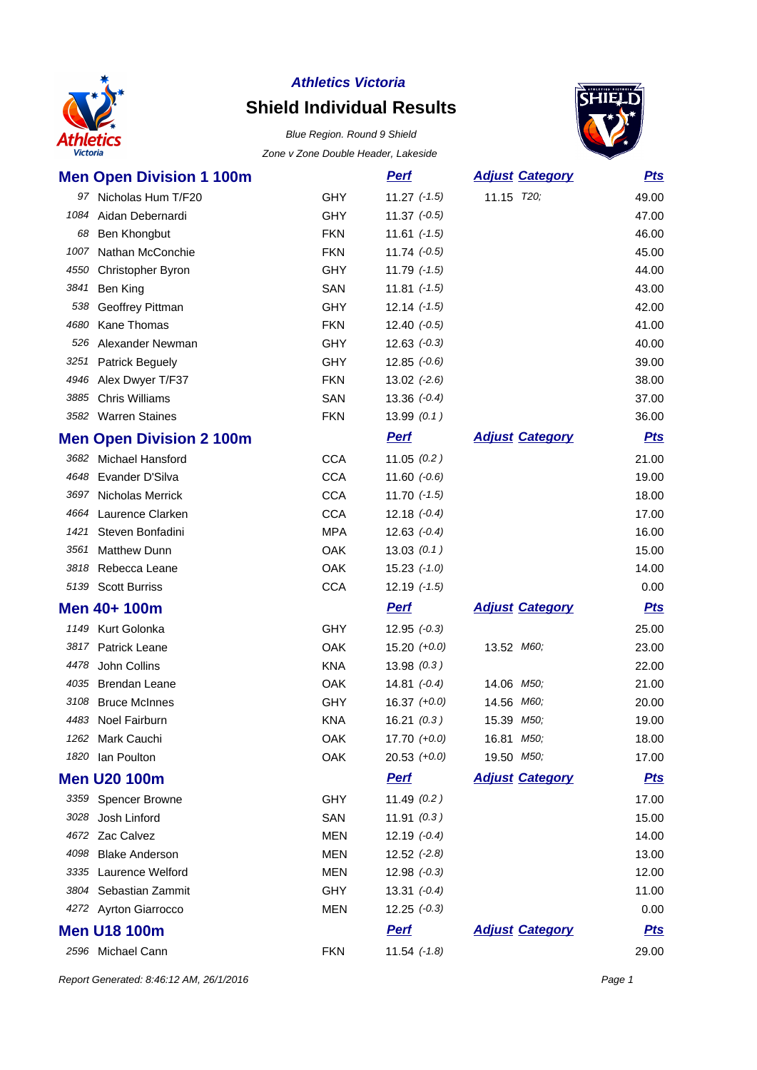**Athletics Victoria**

# Shield Individual Results

*Blue Region. Round 9 Shield*

*Zone v Zone Double Header, Lakeside*

## Men Open Division 1 100m

| | Name | Club | Perf | Adjust | Category | Pts |
|---|---|---|---|---|---|---|
| 97 | Nicholas Hum T/F20 | GHY | 11.27 *(-1.5)* | 11.15 | *T20;* | 49.00 |
| 1084 | Aidan Debernardi | GHY | 11.37 *(-0.5)* | | | 47.00 |
| 68 | Ben Khongbut | FKN | 11.61 *(-1.5)* | | | 46.00 |
| 1007 | Nathan McConchie | FKN | 11.74 *(-0.5)* | | | 45.00 |
| 4550 | Christopher Byron | GHY | 11.79 *(-1.5)* | | | 44.00 |
| 3841 | Ben King | SAN | 11.81 *(-1.5)* | | | 43.00 |
| 538 | Geoffrey Pittman | GHY | 12.14 *(-1.5)* | | | 42.00 |
| 4680 | Kane Thomas | FKN | 12.40 *(-0.5)* | | | 41.00 |
| 526 | Alexander Newman | GHY | 12.63 *(-0.3)* | | | 40.00 |
| 3251 | Patrick Beguely | GHY | 12.85 *(-0.6)* | | | 39.00 |
| 4946 | Alex Dwyer T/F37 | FKN | 13.02 *(-2.6)* | | | 38.00 |
| 3885 | Chris Williams | SAN | 13.36 *(-0.4)* | | | 37.00 |
| 3582 | Warren Staines | FKN | 13.99 *(0.1 )* | | | 36.00 |

## Men Open Division 2 100m

| | Name | Club | Perf | Adjust | Category | Pts |
|---|---|---|---|---|---|---|
| 3682 | Michael Hansford | CCA | 11.05 *(0.2 )* | | | 21.00 |
| 4648 | Evander D'Silva | CCA | 11.60 *(-0.6)* | | | 19.00 |
| 3697 | Nicholas Merrick | CCA | 11.70 *(-1.5)* | | | 18.00 |
| 4664 | Laurence Clarken | CCA | 12.18 *(-0.4)* | | | 17.00 |
| 1421 | Steven Bonfadini | MPA | 12.63 *(-0.4)* | | | 16.00 |
| 3561 | Matthew Dunn | OAK | 13.03 *(0.1 )* | | | 15.00 |
| 3818 | Rebecca Leane | OAK | 15.23 *(-1.0)* | | | 14.00 |
| 5139 | Scott Burriss | CCA | 12.19 *(-1.5)* | | | 0.00 |

## Men 40+ 100m

| | Name | Club | Perf | Adjust | Category | Pts |
|---|---|---|---|---|---|---|
| 1149 | Kurt Golonka | GHY | 12.95 *(-0.3)* | | | 25.00 |
| 3817 | Patrick Leane | OAK | 15.20 *(+0.0)* | 13.52 | *M60;* | 23.00 |
| 4478 | John Collins | KNA | 13.98 *(0.3 )* | | | 22.00 |
| 4035 | Brendan Leane | OAK | 14.81 *(-0.4)* | 14.06 | *M50;* | 21.00 |
| 3108 | Bruce McInnes | GHY | 16.37 *(+0.0)* | 14.56 | *M60;* | 20.00 |
| 4483 | Noel Fairburn | KNA | 16.21 *(0.3 )* | 15.39 | *M50;* | 19.00 |
| 1262 | Mark Cauchi | OAK | 17.70 *(+0.0)* | 16.81 | *M50;* | 18.00 |
| 1820 | Ian Poulton | OAK | 20.53 *(+0.0)* | 19.50 | *M50;* | 17.00 |

## Men U20 100m

| | Name | Club | Perf | Adjust | Category | Pts |
|---|---|---|---|---|---|---|
| 3359 | Spencer Browne | GHY | 11.49 *(0.2 )* | | | 17.00 |
| 3028 | Josh Linford | SAN | 11.91 *(0.3 )* | | | 15.00 |
| 4672 | Zac Calvez | MEN | 12.19 *(-0.4)* | | | 14.00 |
| 4098 | Blake Anderson | MEN | 12.52 *(-2.8)* | | | 13.00 |
| 3335 | Laurence Welford | MEN | 12.98 *(-0.3)* | | | 12.00 |
| 3804 | Sebastian Zammit | GHY | 13.31 *(-0.4)* | | | 11.00 |
| 4272 | Ayrton Giarrocco | MEN | 12.25 *(-0.3)* | | | 0.00 |

## Men U18 100m

| | Name | Club | Perf | Adjust | Category | Pts |
|---|---|---|---|---|---|---|
| 2596 | Michael Cann | FKN | 11.54 *(-1.8)* | | | 29.00 |

*Report Generated: 8:46:12 AM, 26/1/2016*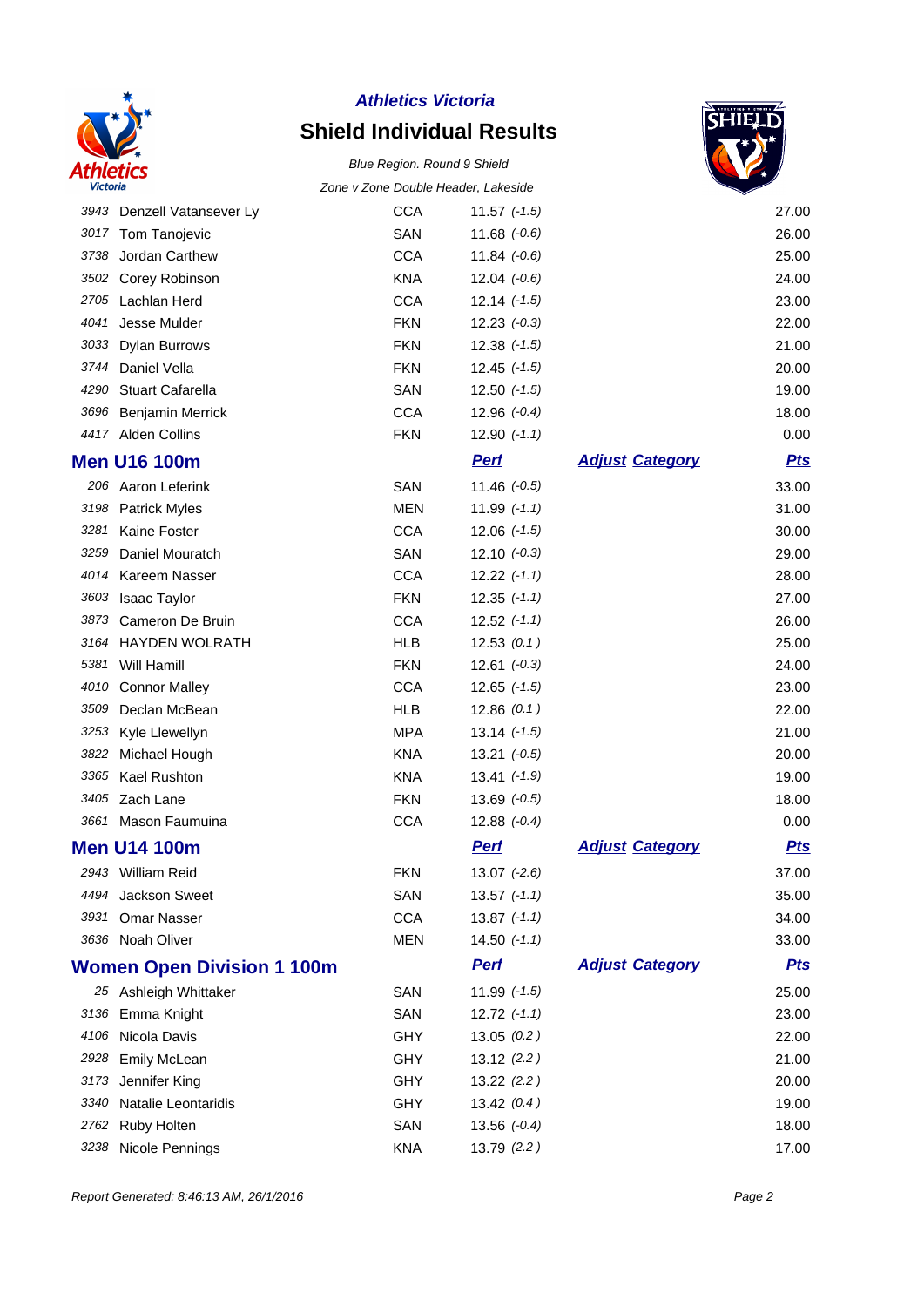**Athletics Victoria**

## Shield Individual Results

*Blue Region. Round 9 Shield*

*Zone v Zone Double Header, Lakeside*

| | | | | | |
|---|---|---|---|---|---|
| 3943 | Denzell Vatansever Ly | CCA | 11.57 *(-1.5)* | | 27.00 |
| 3017 | Tom Tanojevic | SAN | 11.68 *(-0.6)* | | 26.00 |
| 3738 | Jordan Carthew | CCA | 11.84 *(-0.6)* | | 25.00 |
| 3502 | Corey Robinson | KNA | 12.04 *(-0.6)* | | 24.00 |
| 2705 | Lachlan Herd | CCA | 12.14 *(-1.5)* | | 23.00 |
| 4041 | Jesse Mulder | FKN | 12.23 *(-0.3)* | | 22.00 |
| 3033 | Dylan Burrows | FKN | 12.38 *(-1.5)* | | 21.00 |
| 3744 | Daniel Vella | FKN | 12.45 *(-1.5)* | | 20.00 |
| 4290 | Stuart Cafarella | SAN | 12.50 *(-1.5)* | | 19.00 |
| 3696 | Benjamin Merrick | CCA | 12.96 *(-0.4)* | | 18.00 |
| 4417 | Alden Collins | FKN | 12.90 *(-1.1)* | | 0.00 |

### Men U16 100m

| | | | Perf | Adjust Category | Pts |
|---|---|---|---|---|---|
| 206 | Aaron Leferink | SAN | 11.46 *(-0.5)* | | 33.00 |
| 3198 | Patrick Myles | MEN | 11.99 *(-1.1)* | | 31.00 |
| 3281 | Kaine Foster | CCA | 12.06 *(-1.5)* | | 30.00 |
| 3259 | Daniel Mouratch | SAN | 12.10 *(-0.3)* | | 29.00 |
| 4014 | Kareem Nasser | CCA | 12.22 *(-1.1)* | | 28.00 |
| 3603 | Isaac Taylor | FKN | 12.35 *(-1.1)* | | 27.00 |
| 3873 | Cameron De Bruin | CCA | 12.52 *(-1.1)* | | 26.00 |
| 3164 | HAYDEN WOLRATH | HLB | 12.53 *(0.1 )* | | 25.00 |
| 5381 | Will Hamill | FKN | 12.61 *(-0.3)* | | 24.00 |
| 4010 | Connor Malley | CCA | 12.65 *(-1.5)* | | 23.00 |
| 3509 | Declan McBean | HLB | 12.86 *(0.1 )* | | 22.00 |
| 3253 | Kyle Llewellyn | MPA | 13.14 *(-1.5)* | | 21.00 |
| 3822 | Michael Hough | KNA | 13.21 *(-0.5)* | | 20.00 |
| 3365 | Kael Rushton | KNA | 13.41 *(-1.9)* | | 19.00 |
| 3405 | Zach Lane | FKN | 13.69 *(-0.5)* | | 18.00 |
| 3661 | Mason Faumuina | CCA | 12.88 *(-0.4)* | | 0.00 |

### Men U14 100m

| | | | Perf | Adjust Category | Pts |
|---|---|---|---|---|---|
| 2943 | William Reid | FKN | 13.07 *(-2.6)* | | 37.00 |
| 4494 | Jackson Sweet | SAN | 13.57 *(-1.1)* | | 35.00 |
| 3931 | Omar Nasser | CCA | 13.87 *(-1.1)* | | 34.00 |
| 3636 | Noah Oliver | MEN | 14.50 *(-1.1)* | | 33.00 |

### Women Open Division 1 100m

| | | | Perf | Adjust Category | Pts |
|---|---|---|---|---|---|
| 25 | Ashleigh Whittaker | SAN | 11.99 *(-1.5)* | | 25.00 |
| 3136 | Emma Knight | SAN | 12.72 *(-1.1)* | | 23.00 |
| 4106 | Nicola Davis | GHY | 13.05 *(0.2 )* | | 22.00 |
| 2928 | Emily McLean | GHY | 13.12 *(2.2 )* | | 21.00 |
| 3173 | Jennifer King | GHY | 13.22 *(2.2 )* | | 20.00 |
| 3340 | Natalie Leontaridis | GHY | 13.42 *(0.4 )* | | 19.00 |
| 2762 | Ruby Holten | SAN | 13.56 *(-0.4)* | | 18.00 |
| 3238 | Nicole Pennings | KNA | 13.79 *(2.2 )* | | 17.00 |

*Report Generated: 8:46:13 AM, 26/1/2016*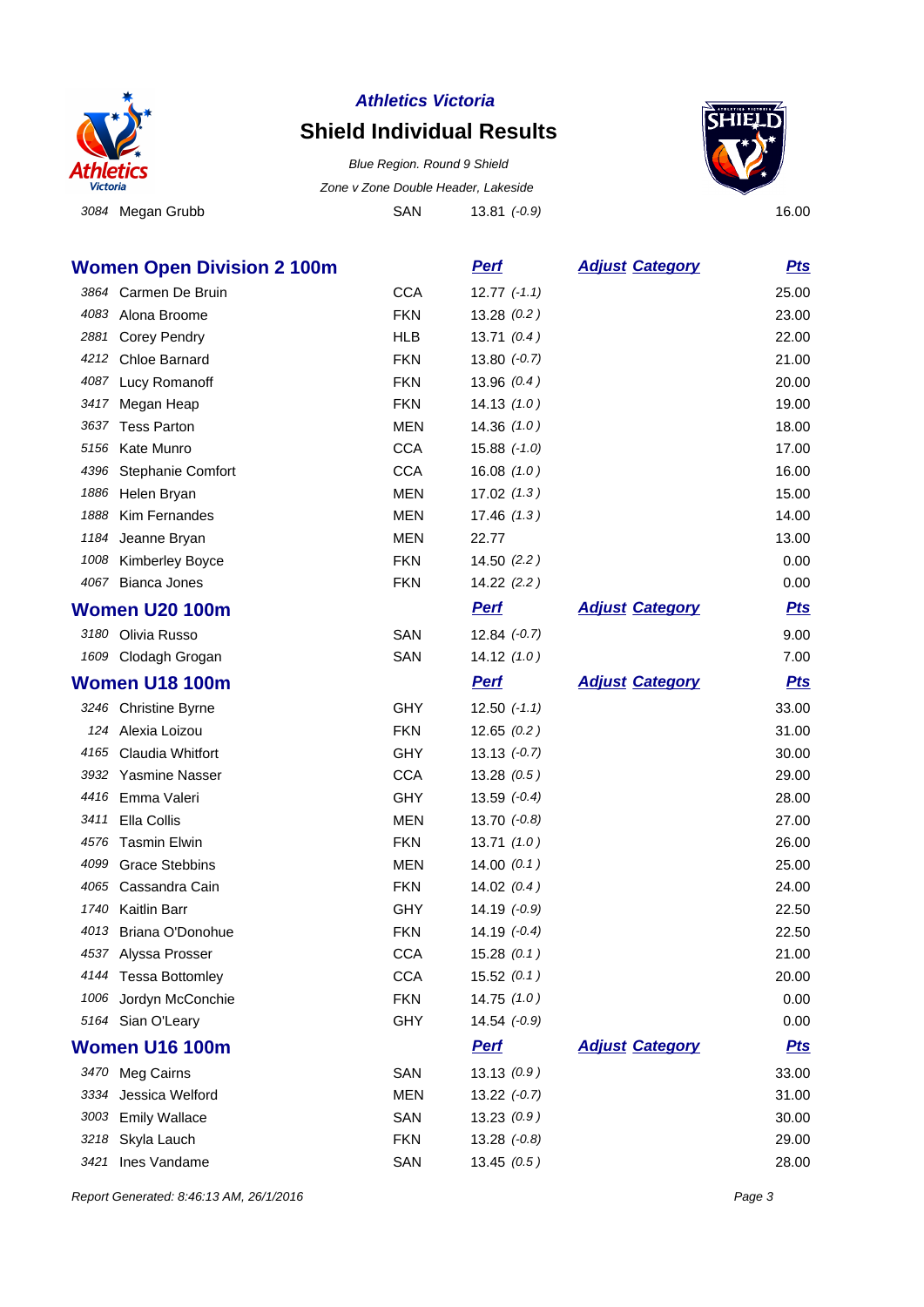| | | | | | Pts |
|---|---|---|---|---|---|
| 3084 | Megan Grubb | SAN | 13.81 *(-0.9)* | | 16.00 |

## Women Open Division 2 100m

| | | | Perf | Adjust Category | Pts |
|---|---|---|---|---|---|
| 3864 | Carmen De Bruin | CCA | 12.77 *(-1.1)* | | 25.00 |
| 4083 | Alona Broome | FKN | 13.28 *(0.2 )* | | 23.00 |
| 2881 | Corey Pendry | HLB | 13.71 *(0.4 )* | | 22.00 |
| 4212 | Chloe Barnard | FKN | 13.80 *(-0.7)* | | 21.00 |
| 4087 | Lucy Romanoff | FKN | 13.96 *(0.4 )* | | 20.00 |
| 3417 | Megan Heap | FKN | 14.13 *(1.0 )* | | 19.00 |
| 3637 | Tess Parton | MEN | 14.36 *(1.0 )* | | 18.00 |
| 5156 | Kate Munro | CCA | 15.88 *(-1.0)* | | 17.00 |
| 4396 | Stephanie Comfort | CCA | 16.08 *(1.0 )* | | 16.00 |
| 1886 | Helen Bryan | MEN | 17.02 *(1.3 )* | | 15.00 |
| 1888 | Kim Fernandes | MEN | 17.46 *(1.3 )* | | 14.00 |
| 1184 | Jeanne Bryan | MEN | 22.77 | | 13.00 |
| 1008 | Kimberley Boyce | FKN | 14.50 *(2.2 )* | | 0.00 |
| 4067 | Bianca Jones | FKN | 14.22 *(2.2 )* | | 0.00 |

## Women U20 100m

| | | | Perf | Adjust Category | Pts |
|---|---|---|---|---|---|
| 3180 | Olivia Russo | SAN | 12.84 *(-0.7)* | | 9.00 |
| 1609 | Clodagh Grogan | SAN | 14.12 *(1.0 )* | | 7.00 |

## Women U18 100m

| | | | Perf | Adjust Category | Pts |
|---|---|---|---|---|---|
| 3246 | Christine Byrne | GHY | 12.50 *(-1.1)* | | 33.00 |
| 124 | Alexia Loizou | FKN | 12.65 *(0.2 )* | | 31.00 |
| 4165 | Claudia Whitfort | GHY | 13.13 *(-0.7)* | | 30.00 |
| 3932 | Yasmine Nasser | CCA | 13.28 *(0.5 )* | | 29.00 |
| 4416 | Emma Valeri | GHY | 13.59 *(-0.4)* | | 28.00 |
| 3411 | Ella Collis | MEN | 13.70 *(-0.8)* | | 27.00 |
| 4576 | Tasmin Elwin | FKN | 13.71 *(1.0 )* | | 26.00 |
| 4099 | Grace Stebbins | MEN | 14.00 *(0.1 )* | | 25.00 |
| 4065 | Cassandra Cain | FKN | 14.02 *(0.4 )* | | 24.00 |
| 1740 | Kaitlin Barr | GHY | 14.19 *(-0.9)* | | 22.50 |
| 4013 | Briana O'Donohue | FKN | 14.19 *(-0.4)* | | 22.50 |
| 4537 | Alyssa Prosser | CCA | 15.28 *(0.1 )* | | 21.00 |
| 4144 | Tessa Bottomley | CCA | 15.52 *(0.1 )* | | 20.00 |
| 1006 | Jordyn McConchie | FKN | 14.75 *(1.0 )* | | 0.00 |
| 5164 | Sian O'Leary | GHY | 14.54 *(-0.9)* | | 0.00 |

## Women U16 100m

| | | | Perf | Adjust Category | Pts |
|---|---|---|---|---|---|
| 3470 | Meg Cairns | SAN | 13.13 *(0.9 )* | | 33.00 |
| 3334 | Jessica Welford | MEN | 13.22 *(-0.7)* | | 31.00 |
| 3003 | Emily Wallace | SAN | 13.23 *(0.9 )* | | 30.00 |
| 3218 | Skyla Lauch | FKN | 13.28 *(-0.8)* | | 29.00 |
| 3421 | Ines Vandame | SAN | 13.45 *(0.5 )* | | 28.00 |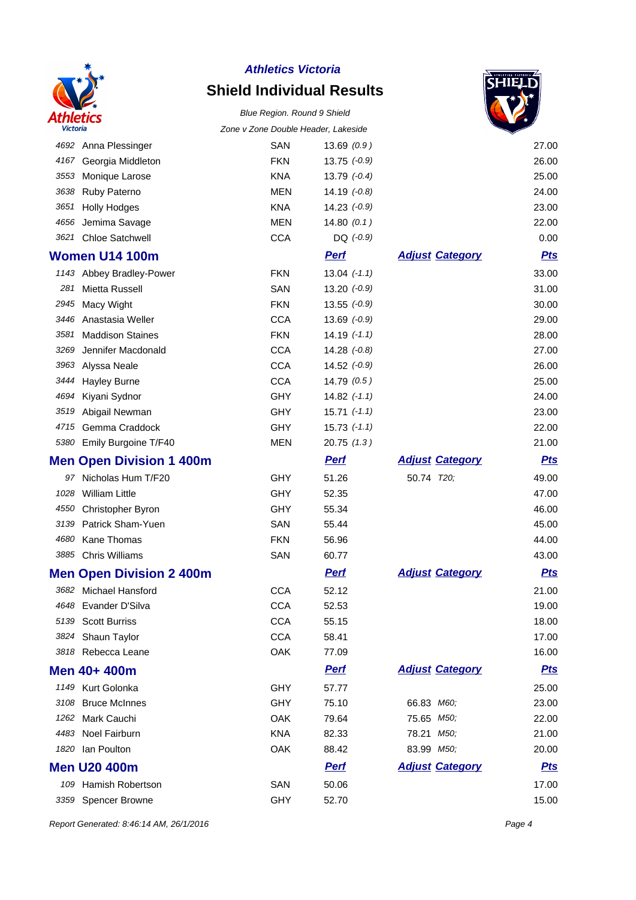# Athletics Victoria

## Shield Individual Results

*Blue Region. Round 9 Shield*

*Zone v Zone Double Header, Lakeside*

| | | | | | Pts |
|---|---|---|---|---|---|
| 4692 | Anna Plessinger | SAN | 13.69 *(0.9)* | | 27.00 |
| 4167 | Georgia Middleton | FKN | 13.75 *(-0.9)* | | 26.00 |
| 3553 | Monique Larose | KNA | 13.79 *(-0.4)* | | 25.00 |
| 3638 | Ruby Paterno | MEN | 14.19 *(-0.8)* | | 24.00 |
| 3651 | Holly Hodges | KNA | 14.23 *(-0.9)* | | 23.00 |
| 4656 | Jemima Savage | MEN | 14.80 *(0.1)* | | 22.00 |
| 3621 | Chloe Satchwell | CCA | DQ *(-0.9)* | | 0.00 |

### Women U14 100m

| | | | Perf | Adjust Category | Pts |
|---|---|---|---|---|---|
| 1143 | Abbey Bradley-Power | FKN | 13.04 *(-1.1)* | | 33.00 |
| 281 | Mietta Russell | SAN | 13.20 *(-0.9)* | | 31.00 |
| 2945 | Macy Wight | FKN | 13.55 *(-0.9)* | | 30.00 |
| 3446 | Anastasia Weller | CCA | 13.69 *(-0.9)* | | 29.00 |
| 3581 | Maddison Staines | FKN | 14.19 *(-1.1)* | | 28.00 |
| 3269 | Jennifer Macdonald | CCA | 14.28 *(-0.8)* | | 27.00 |
| 3963 | Alyssa Neale | CCA | 14.52 *(-0.9)* | | 26.00 |
| 3444 | Hayley Burne | CCA | 14.79 *(0.5)* | | 25.00 |
| 4694 | Kiyani Sydnor | GHY | 14.82 *(-1.1)* | | 24.00 |
| 3519 | Abigail Newman | GHY | 15.71 *(-1.1)* | | 23.00 |
| 4715 | Gemma Craddock | GHY | 15.73 *(-1.1)* | | 22.00 |
| 5380 | Emily Burgoine T/F40 | MEN | 20.75 *(1.3)* | | 21.00 |

### Men Open Division 1 400m

| | | | Perf | Adjust Category | Pts |
|---|---|---|---|---|---|
| 97 | Nicholas Hum T/F20 | GHY | 51.26 | 50.74 *T20;* | 49.00 |
| 1028 | William Little | GHY | 52.35 | | 47.00 |
| 4550 | Christopher Byron | GHY | 55.34 | | 46.00 |
| 3139 | Patrick Sham-Yuen | SAN | 55.44 | | 45.00 |
| 4680 | Kane Thomas | FKN | 56.96 | | 44.00 |
| 3885 | Chris Williams | SAN | 60.77 | | 43.00 |

### Men Open Division 2 400m

| | | | Perf | Adjust Category | Pts |
|---|---|---|---|---|---|
| 3682 | Michael Hansford | CCA | 52.12 | | 21.00 |
| 4648 | Evander D'Silva | CCA | 52.53 | | 19.00 |
| 5139 | Scott Burriss | CCA | 55.15 | | 18.00 |
| 3824 | Shaun Taylor | CCA | 58.41 | | 17.00 |
| 3818 | Rebecca Leane | OAK | 77.09 | | 16.00 |

### Men 40+ 400m

| | | | Perf | Adjust Category | Pts |
|---|---|---|---|---|---|
| 1149 | Kurt Golonka | GHY | 57.77 | | 25.00 |
| 3108 | Bruce McInnes | GHY | 75.10 | 66.83 *M60;* | 23.00 |
| 1262 | Mark Cauchi | OAK | 79.64 | 75.65 *M50;* | 22.00 |
| 4483 | Noel Fairburn | KNA | 82.33 | 78.21 *M50;* | 21.00 |
| 1820 | Ian Poulton | OAK | 88.42 | 83.99 *M50;* | 20.00 |

### Men U20 400m

| | | | Perf | Adjust Category | Pts |
|---|---|---|---|---|---|
| 109 | Hamish Robertson | SAN | 50.06 | | 17.00 |
| 3359 | Spencer Browne | GHY | 52.70 | | 15.00 |

*Report Generated: 8:46:14 AM, 26/1/2016*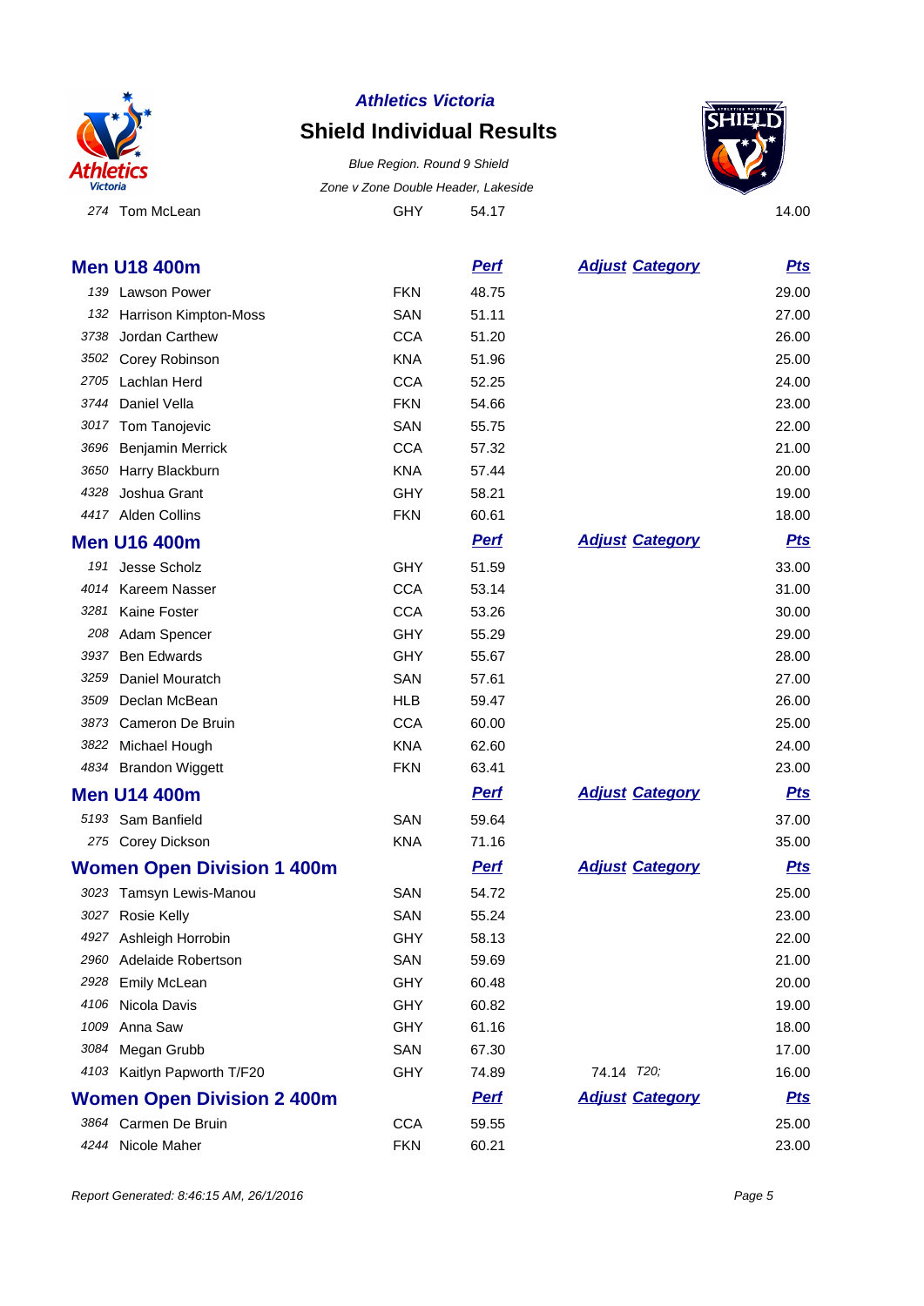| | | | | | |
|---|---|---|---|---|---|
| 274 | Tom McLean | GHY | 54.17 | | 14.00 |

## Men U18 400m

| # | Name | Club | Perf | Adjust Category | Pts |
|---|---|---|---|---|---|
| 139 | Lawson Power | FKN | 48.75 | | 29.00 |
| 132 | Harrison Kimpton-Moss | SAN | 51.11 | | 27.00 |
| 3738 | Jordan Carthew | CCA | 51.20 | | 26.00 |
| 3502 | Corey Robinson | KNA | 51.96 | | 25.00 |
| 2705 | Lachlan Herd | CCA | 52.25 | | 24.00 |
| 3744 | Daniel Vella | FKN | 54.66 | | 23.00 |
| 3017 | Tom Tanojevic | SAN | 55.75 | | 22.00 |
| 3696 | Benjamin Merrick | CCA | 57.32 | | 21.00 |
| 3650 | Harry Blackburn | KNA | 57.44 | | 20.00 |
| 4328 | Joshua Grant | GHY | 58.21 | | 19.00 |
| 4417 | Alden Collins | FKN | 60.61 | | 18.00 |

## Men U16 400m

| # | Name | Club | Perf | Adjust Category | Pts |
|---|---|---|---|---|---|
| 191 | Jesse Scholz | GHY | 51.59 | | 33.00 |
| 4014 | Kareem Nasser | CCA | 53.14 | | 31.00 |
| 3281 | Kaine Foster | CCA | 53.26 | | 30.00 |
| 208 | Adam Spencer | GHY | 55.29 | | 29.00 |
| 3937 | Ben Edwards | GHY | 55.67 | | 28.00 |
| 3259 | Daniel Mouratch | SAN | 57.61 | | 27.00 |
| 3509 | Declan McBean | HLB | 59.47 | | 26.00 |
| 3873 | Cameron De Bruin | CCA | 60.00 | | 25.00 |
| 3822 | Michael Hough | KNA | 62.60 | | 24.00 |
| 4834 | Brandon Wiggett | FKN | 63.41 | | 23.00 |

## Men U14 400m

| # | Name | Club | Perf | Adjust Category | Pts |
|---|---|---|---|---|---|
| 5193 | Sam Banfield | SAN | 59.64 | | 37.00 |
| 275 | Corey Dickson | KNA | 71.16 | | 35.00 |

## Women Open Division 1 400m

| # | Name | Club | Perf | Adjust Category | Pts |
|---|---|---|---|---|---|
| 3023 | Tamsyn Lewis-Manou | SAN | 54.72 | | 25.00 |
| 3027 | Rosie Kelly | SAN | 55.24 | | 23.00 |
| 4927 | Ashleigh Horrobin | GHY | 58.13 | | 22.00 |
| 2960 | Adelaide Robertson | SAN | 59.69 | | 21.00 |
| 2928 | Emily McLean | GHY | 60.48 | | 20.00 |
| 4106 | Nicola Davis | GHY | 60.82 | | 19.00 |
| 1009 | Anna Saw | GHY | 61.16 | | 18.00 |
| 3084 | Megan Grubb | SAN | 67.30 | | 17.00 |
| 4103 | Kaitlyn Papworth T/F20 | GHY | 74.89 | 74.14 *T20;* | 16.00 |

## Women Open Division 2 400m

| # | Name | Club | Perf | Adjust Category | Pts |
|---|---|---|---|---|---|
| 3864 | Carmen De Bruin | CCA | 59.55 | | 25.00 |
| 4244 | Nicole Maher | FKN | 60.21 | | 23.00 |

*Report Generated: 8:46:15 AM, 26/1/2016*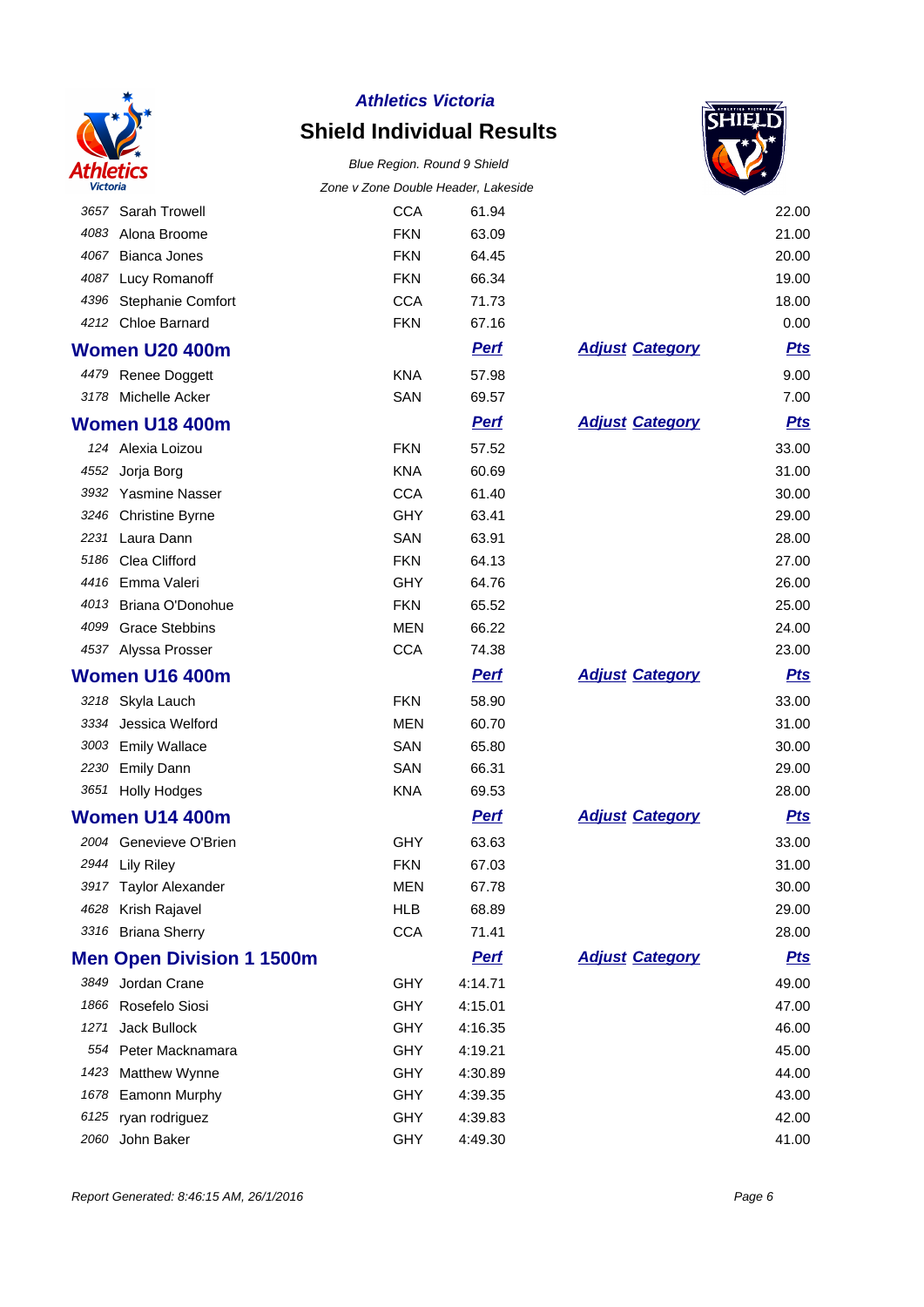| | | | | | |
|---|---|---|---|---|---|
| 3657 | Sarah Trowell | CCA | 61.94 | | 22.00 |
| 4083 | Alona Broome | FKN | 63.09 | | 21.00 |
| 4067 | Bianca Jones | FKN | 64.45 | | 20.00 |
| 4087 | Lucy Romanoff | FKN | 66.34 | | 19.00 |
| 4396 | Stephanie Comfort | CCA | 71.73 | | 18.00 |
| 4212 | Chloe Barnard | FKN | 67.16 | | 0.00 |

## Women U20 400m

| | | | Perf | Adjust Category | Pts |
|---|---|---|---|---|---|
| 4479 | Renee Doggett | KNA | 57.98 | | 9.00 |
| 3178 | Michelle Acker | SAN | 69.57 | | 7.00 |

## Women U18 400m

| | | | Perf | Adjust Category | Pts |
|---|---|---|---|---|---|
| 124 | Alexia Loizou | FKN | 57.52 | | 33.00 |
| 4552 | Jorja Borg | KNA | 60.69 | | 31.00 |
| 3932 | Yasmine Nasser | CCA | 61.40 | | 30.00 |
| 3246 | Christine Byrne | GHY | 63.41 | | 29.00 |
| 2231 | Laura Dann | SAN | 63.91 | | 28.00 |
| 5186 | Clea Clifford | FKN | 64.13 | | 27.00 |
| 4416 | Emma Valeri | GHY | 64.76 | | 26.00 |
| 4013 | Briana O'Donohue | FKN | 65.52 | | 25.00 |
| 4099 | Grace Stebbins | MEN | 66.22 | | 24.00 |
| 4537 | Alyssa Prosser | CCA | 74.38 | | 23.00 |

## Women U16 400m

| | | | Perf | Adjust Category | Pts |
|---|---|---|---|---|---|
| 3218 | Skyla Lauch | FKN | 58.90 | | 33.00 |
| 3334 | Jessica Welford | MEN | 60.70 | | 31.00 |
| 3003 | Emily Wallace | SAN | 65.80 | | 30.00 |
| 2230 | Emily Dann | SAN | 66.31 | | 29.00 |
| 3651 | Holly Hodges | KNA | 69.53 | | 28.00 |

## Women U14 400m

| | | | Perf | Adjust Category | Pts |
|---|---|---|---|---|---|
| 2004 | Genevieve O'Brien | GHY | 63.63 | | 33.00 |
| 2944 | Lily Riley | FKN | 67.03 | | 31.00 |
| 3917 | Taylor Alexander | MEN | 67.78 | | 30.00 |
| 4628 | Krish Rajavel | HLB | 68.89 | | 29.00 |
| 3316 | Briana Sherry | CCA | 71.41 | | 28.00 |

## Men Open Division 1 1500m

| | | | Perf | Adjust Category | Pts |
|---|---|---|---|---|---|
| 3849 | Jordan Crane | GHY | 4:14.71 | | 49.00 |
| 1866 | Rosefelo Siosi | GHY | 4:15.01 | | 47.00 |
| 1271 | Jack Bullock | GHY | 4:16.35 | | 46.00 |
| 554 | Peter Macknamara | GHY | 4:19.21 | | 45.00 |
| 1423 | Matthew Wynne | GHY | 4:30.89 | | 44.00 |
| 1678 | Eamonn Murphy | GHY | 4:39.35 | | 43.00 |
| 6125 | ryan rodriguez | GHY | 4:39.83 | | 42.00 |
| 2060 | John Baker | GHY | 4:49.30 | | 41.00 |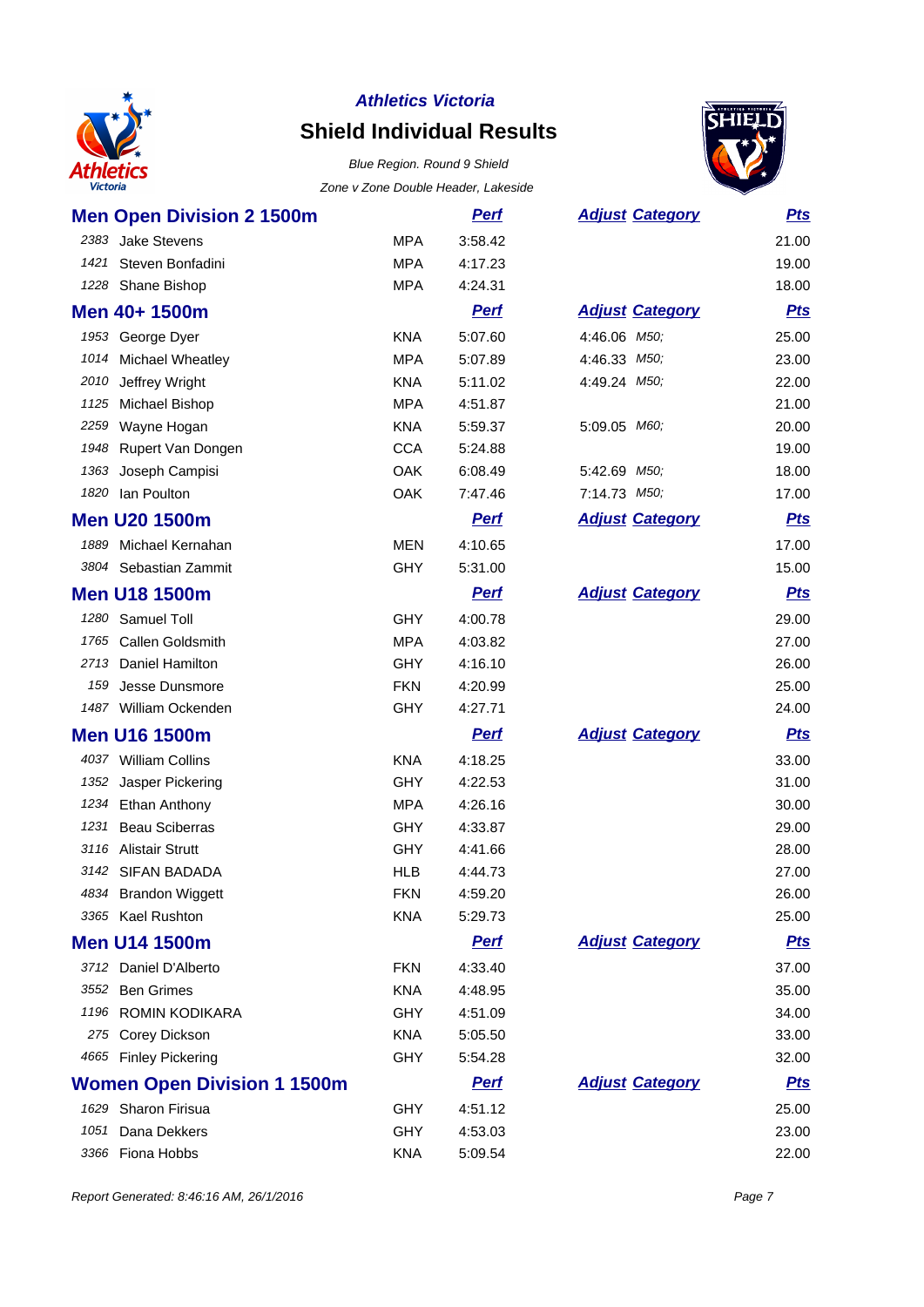# Athletics Victoria

## Shield Individual Results

*Blue Region. Round 9 Shield*

*Zone v Zone Double Header, Lakeside*

### Men Open Division 2 1500m

| | | | Perf | Adjust | Category | Pts |
|---|---|---|---|---|---|---|
| 2383 | Jake Stevens | MPA | 3:58.42 | | | 21.00 |
| 1421 | Steven Bonfadini | MPA | 4:17.23 | | | 19.00 |
| 1228 | Shane Bishop | MPA | 4:24.31 | | | 18.00 |

### Men 40+ 1500m

| | | | Perf | Adjust | Category | Pts |
|---|---|---|---|---|---|---|
| 1953 | George Dyer | KNA | 5:07.60 | 4:46.06 | M50; | 25.00 |
| 1014 | Michael Wheatley | MPA | 5:07.89 | 4:46.33 | M50; | 23.00 |
| 2010 | Jeffrey Wright | KNA | 5:11.02 | 4:49.24 | M50; | 22.00 |
| 1125 | Michael Bishop | MPA | 4:51.87 | | | 21.00 |
| 2259 | Wayne Hogan | KNA | 5:59.37 | 5:09.05 | M60; | 20.00 |
| 1948 | Rupert Van Dongen | CCA | 5:24.88 | | | 19.00 |
| 1363 | Joseph Campisi | OAK | 6:08.49 | 5:42.69 | M50; | 18.00 |
| 1820 | Ian Poulton | OAK | 7:47.46 | 7:14.73 | M50; | 17.00 |

### Men U20 1500m

| | | | Perf | Adjust | Category | Pts |
|---|---|---|---|---|---|---|
| 1889 | Michael Kernahan | MEN | 4:10.65 | | | 17.00 |
| 3804 | Sebastian Zammit | GHY | 5:31.00 | | | 15.00 |

### Men U18 1500m

| | | | Perf | Adjust | Category | Pts |
|---|---|---|---|---|---|---|
| 1280 | Samuel Toll | GHY | 4:00.78 | | | 29.00 |
| 1765 | Callen Goldsmith | MPA | 4:03.82 | | | 27.00 |
| 2713 | Daniel Hamilton | GHY | 4:16.10 | | | 26.00 |
| 159 | Jesse Dunsmore | FKN | 4:20.99 | | | 25.00 |
| 1487 | William Ockenden | GHY | 4:27.71 | | | 24.00 |

### Men U16 1500m

| | | | Perf | Adjust | Category | Pts |
|---|---|---|---|---|---|---|
| 4037 | William Collins | KNA | 4:18.25 | | | 33.00 |
| 1352 | Jasper Pickering | GHY | 4:22.53 | | | 31.00 |
| 1234 | Ethan Anthony | MPA | 4:26.16 | | | 30.00 |
| 1231 | Beau Sciberras | GHY | 4:33.87 | | | 29.00 |
| 3116 | Alistair Strutt | GHY | 4:41.66 | | | 28.00 |
| 3142 | SIFAN BADADA | HLB | 4:44.73 | | | 27.00 |
| 4834 | Brandon Wiggett | FKN | 4:59.20 | | | 26.00 |
| 3365 | Kael Rushton | KNA | 5:29.73 | | | 25.00 |

### Men U14 1500m

| | | | Perf | Adjust | Category | Pts |
|---|---|---|---|---|---|---|
| 3712 | Daniel D'Alberto | FKN | 4:33.40 | | | 37.00 |
| 3552 | Ben Grimes | KNA | 4:48.95 | | | 35.00 |
| 1196 | ROMIN KODIKARA | GHY | 4:51.09 | | | 34.00 |
| 275 | Corey Dickson | KNA | 5:05.50 | | | 33.00 |
| 4665 | Finley Pickering | GHY | 5:54.28 | | | 32.00 |

### Women Open Division 1 1500m

| | | | Perf | Adjust | Category | Pts |
|---|---|---|---|---|---|---|
| 1629 | Sharon Firisua | GHY | 4:51.12 | | | 25.00 |
| 1051 | Dana Dekkers | GHY | 4:53.03 | | | 23.00 |
| 3366 | Fiona Hobbs | KNA | 5:09.54 | | | 22.00 |

*Report Generated: 8:46:16 AM, 26/1/2016*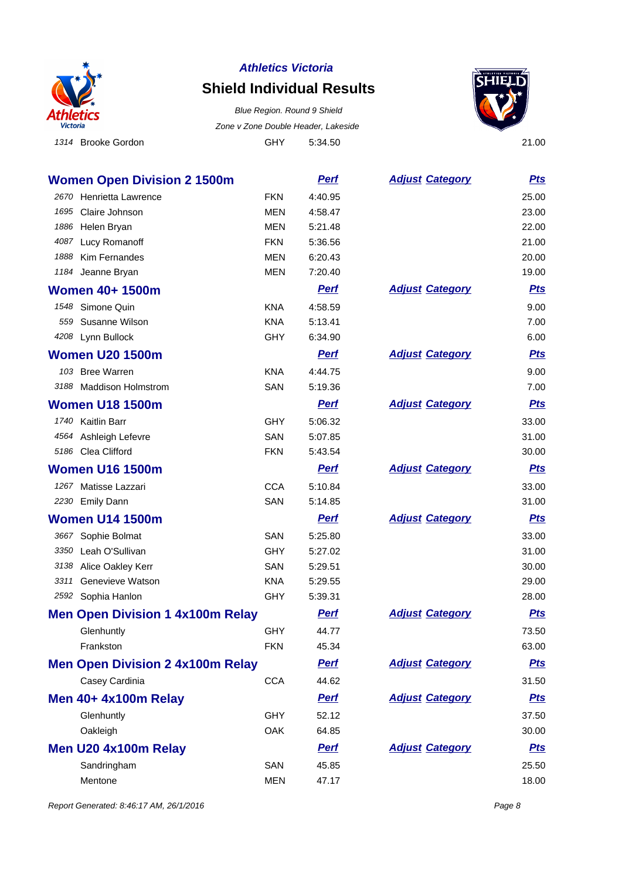**Athletics Victoria**

## Shield Individual Results

*Blue Region. Round 9 Shield*

*Zone v Zone Double Header, Lakeside*

| | | | | | |
|---|---|---|---|---|---|
| 1314 | Brooke Gordon | GHY | 5:34.50 | | 21.00 |

### Women Open Division 2 1500m

| # | Name | Club | Perf | Adjust Category | Pts |
|---|---|---|---|---|---|
| 2670 | Henrietta Lawrence | FKN | 4:40.95 | | 25.00 |
| 1695 | Claire Johnson | MEN | 4:58.47 | | 23.00 |
| 1886 | Helen Bryan | MEN | 5:21.48 | | 22.00 |
| 4087 | Lucy Romanoff | FKN | 5:36.56 | | 21.00 |
| 1888 | Kim Fernandes | MEN | 6:20.43 | | 20.00 |
| 1184 | Jeanne Bryan | MEN | 7:20.40 | | 19.00 |

### Women 40+ 1500m

| # | Name | Club | Perf | Adjust Category | Pts |
|---|---|---|---|---|---|
| 1548 | Simone Quin | KNA | 4:58.59 | | 9.00 |
| 559 | Susanne Wilson | KNA | 5:13.41 | | 7.00 |
| 4208 | Lynn Bullock | GHY | 6:34.90 | | 6.00 |

### Women U20 1500m

| # | Name | Club | Perf | Adjust Category | Pts |
|---|---|---|---|---|---|
| 103 | Bree Warren | KNA | 4:44.75 | | 9.00 |
| 3188 | Maddison Holmstrom | SAN | 5:19.36 | | 7.00 |

### Women U18 1500m

| # | Name | Club | Perf | Adjust Category | Pts |
|---|---|---|---|---|---|
| 1740 | Kaitlin Barr | GHY | 5:06.32 | | 33.00 |
| 4564 | Ashleigh Lefevre | SAN | 5:07.85 | | 31.00 |
| 5186 | Clea Clifford | FKN | 5:43.54 | | 30.00 |

### Women U16 1500m

| # | Name | Club | Perf | Adjust Category | Pts |
|---|---|---|---|---|---|
| 1267 | Matisse Lazzari | CCA | 5:10.84 | | 33.00 |
| 2230 | Emily Dann | SAN | 5:14.85 | | 31.00 |

### Women U14 1500m

| # | Name | Club | Perf | Adjust Category | Pts |
|---|---|---|---|---|---|
| 3667 | Sophie Bolmat | SAN | 5:25.80 | | 33.00 |
| 3350 | Leah O'Sullivan | GHY | 5:27.02 | | 31.00 |
| 3138 | Alice Oakley Kerr | SAN | 5:29.51 | | 30.00 |
| 3311 | Genevieve Watson | KNA | 5:29.55 | | 29.00 |
| 2592 | Sophia Hanlon | GHY | 5:39.31 | | 28.00 |

### Men Open Division 1 4x100m Relay

| Team | Club | Perf | Adjust Category | Pts |
|---|---|---|---|---|
| Glenhuntly | GHY | 44.77 | | 73.50 |
| Frankston | FKN | 45.34 | | 63.00 |

### Men Open Division 2 4x100m Relay

| Team | Club | Perf | Adjust Category | Pts |
|---|---|---|---|---|
| Casey Cardinia | CCA | 44.62 | | 31.50 |

### Men 40+ 4x100m Relay

| Team | Club | Perf | Adjust Category | Pts |
|---|---|---|---|---|
| Glenhuntly | GHY | 52.12 | | 37.50 |
| Oakleigh | OAK | 64.85 | | 30.00 |

### Men U20 4x100m Relay

| Team | Club | Perf | Adjust Category | Pts |
|---|---|---|---|---|
| Sandringham | SAN | 45.85 | | 25.50 |
| Mentone | MEN | 47.17 | | 18.00 |

*Report Generated: 8:46:17 AM, 26/1/2016*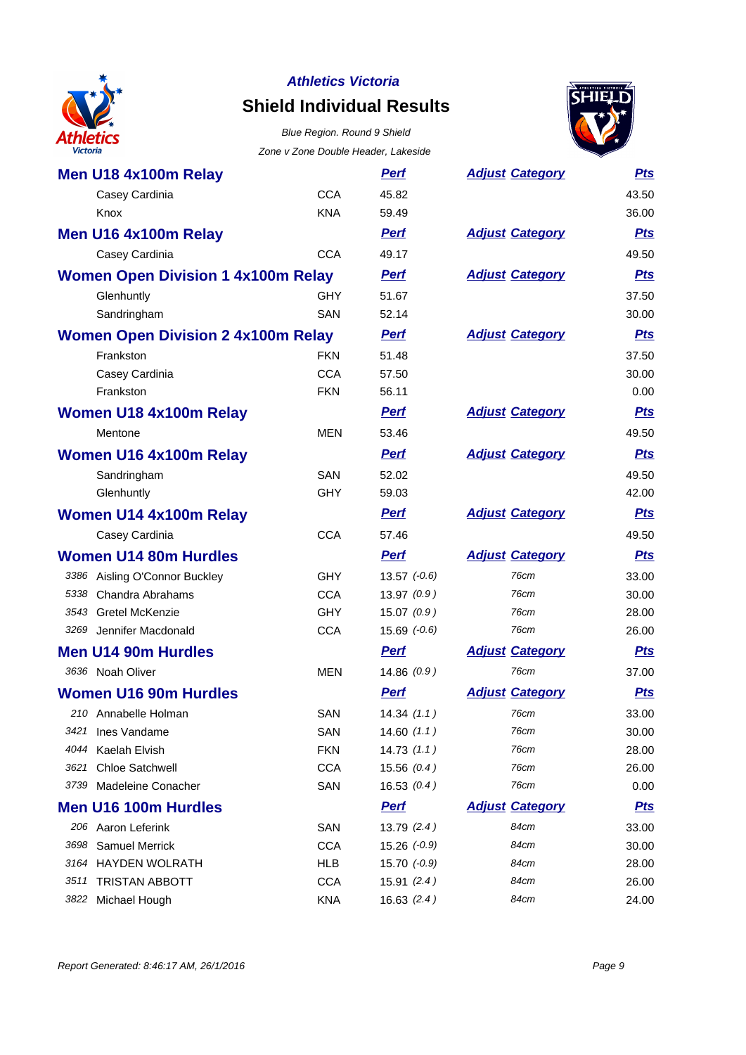# Athletics Victoria

## Shield Individual Results

*Blue Region. Round 9 Shield*

*Zone v Zone Double Header, Lakeside*

### Men U18 4x100m Relay

| | | Club | Perf | Adjust Category | Pts |
|---|---|---|---|---|---|
| | Casey Cardinia | CCA | 45.82 | | 43.50 |
| | Knox | KNA | 59.49 | | 36.00 |

### Men U16 4x100m Relay

| | | Club | Perf | Adjust Category | Pts |
|---|---|---|---|---|---|
| | Casey Cardinia | CCA | 49.17 | | 49.50 |

### Women Open Division 1 4x100m Relay

| | | Club | Perf | Adjust Category | Pts |
|---|---|---|---|---|---|
| | Glenhuntly | GHY | 51.67 | | 37.50 |
| | Sandringham | SAN | 52.14 | | 30.00 |

### Women Open Division 2 4x100m Relay

| | | Club | Perf | Adjust Category | Pts |
|---|---|---|---|---|---|
| | Frankston | FKN | 51.48 | | 37.50 |
| | Casey Cardinia | CCA | 57.50 | | 30.00 |
| | Frankston | FKN | 56.11 | | 0.00 |

### Women U18 4x100m Relay

| | | Club | Perf | Adjust Category | Pts |
|---|---|---|---|---|---|
| | Mentone | MEN | 53.46 | | 49.50 |

### Women U16 4x100m Relay

| | | Club | Perf | Adjust Category | Pts |
|---|---|---|---|---|---|
| | Sandringham | SAN | 52.02 | | 49.50 |
| | Glenhuntly | GHY | 59.03 | | 42.00 |

### Women U14 4x100m Relay

| | | Club | Perf | Adjust Category | Pts |
|---|---|---|---|---|---|
| | Casey Cardinia | CCA | 57.46 | | 49.50 |

### Women U14 80m Hurdles

| | | Club | Perf | Adjust Category | Pts |
|---|---|---|---|---|---|
| 3386 | Aisling O'Connor Buckley | GHY | 13.57 *(-0.6)* | *76cm* | 33.00 |
| 5338 | Chandra Abrahams | CCA | 13.97 *(0.9 )* | *76cm* | 30.00 |
| 3543 | Gretel McKenzie | GHY | 15.07 *(0.9 )* | *76cm* | 28.00 |
| 3269 | Jennifer Macdonald | CCA | 15.69 *(-0.6)* | *76cm* | 26.00 |

### Men U14 90m Hurdles

| | | Club | Perf | Adjust Category | Pts |
|---|---|---|---|---|---|
| 3636 | Noah Oliver | MEN | 14.86 *(0.9 )* | *76cm* | 37.00 |

### Women U16 90m Hurdles

| | | Club | Perf | Adjust Category | Pts |
|---|---|---|---|---|---|
| 210 | Annabelle Holman | SAN | 14.34 *(1.1 )* | *76cm* | 33.00 |
| 3421 | Ines Vandame | SAN | 14.60 *(1.1 )* | *76cm* | 30.00 |
| 4044 | Kaelah Elvish | FKN | 14.73 *(1.1 )* | *76cm* | 28.00 |
| 3621 | Chloe Satchwell | CCA | 15.56 *(0.4 )* | *76cm* | 26.00 |
| 3739 | Madeleine Conacher | SAN | 16.53 *(0.4 )* | *76cm* | 0.00 |

### Men U16 100m Hurdles

| | | Club | Perf | Adjust Category | Pts |
|---|---|---|---|---|---|
| 206 | Aaron Leferink | SAN | 13.79 *(2.4 )* | *84cm* | 33.00 |
| 3698 | Samuel Merrick | CCA | 15.26 *(-0.9)* | *84cm* | 30.00 |
| 3164 | HAYDEN WOLRATH | HLB | 15.70 *(-0.9)* | *84cm* | 28.00 |
| 3511 | TRISTAN ABBOTT | CCA | 15.91 *(2.4 )* | *84cm* | 26.00 |
| 3822 | Michael Hough | KNA | 16.63 *(2.4 )* | *84cm* | 24.00 |

*Report Generated: 8:46:17 AM, 26/1/2016*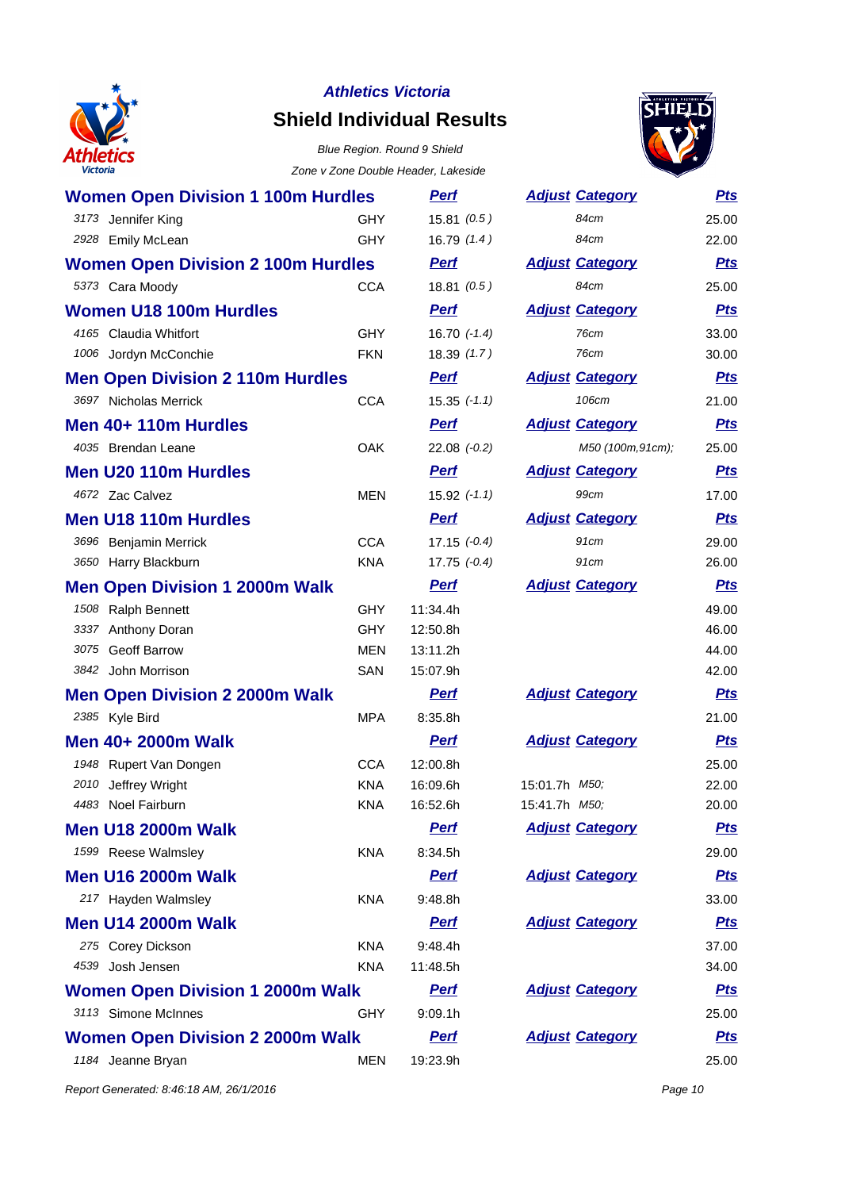*Athletics Victoria*

# Shield Individual Results

*Blue Region. Round 9 Shield*

*Zone v Zone Double Header, Lakeside*

## Women Open Division 1 100m Hurdles

| | Name | Club | Perf | Adjust | Category | Pts |
|---|---|---|---|---|---|---|
| 3173 | Jennifer King | GHY | 15.81 (0.5) | | 84cm | 25.00 |
| 2928 | Emily McLean | GHY | 16.79 (1.4) | | 84cm | 22.00 |

## Women Open Division 2 100m Hurdles

| | Name | Club | Perf | Adjust | Category | Pts |
|---|---|---|---|---|---|---|
| 5373 | Cara Moody | CCA | 18.81 (0.5) | | 84cm | 25.00 |

## Women U18 100m Hurdles

| | Name | Club | Perf | Adjust | Category | Pts |
|---|---|---|---|---|---|---|
| 4165 | Claudia Whitfort | GHY | 16.70 (-1.4) | | 76cm | 33.00 |
| 1006 | Jordyn McConchie | FKN | 18.39 (1.7) | | 76cm | 30.00 |

## Men Open Division 2 110m Hurdles

| | Name | Club | Perf | Adjust | Category | Pts |
|---|---|---|---|---|---|---|
| 3697 | Nicholas Merrick | CCA | 15.35 (-1.1) | | 106cm | 21.00 |

## Men 40+ 110m Hurdles

| | Name | Club | Perf | Adjust | Category | Pts |
|---|---|---|---|---|---|---|
| 4035 | Brendan Leane | OAK | 22.08 (-0.2) | | M50 (100m,91cm); | 25.00 |

## Men U20 110m Hurdles

| | Name | Club | Perf | Adjust | Category | Pts |
|---|---|---|---|---|---|---|
| 4672 | Zac Calvez | MEN | 15.92 (-1.1) | | 99cm | 17.00 |

## Men U18 110m Hurdles

| | Name | Club | Perf | Adjust | Category | Pts |
|---|---|---|---|---|---|---|
| 3696 | Benjamin Merrick | CCA | 17.15 (-0.4) | | 91cm | 29.00 |
| 3650 | Harry Blackburn | KNA | 17.75 (-0.4) | | 91cm | 26.00 |

## Men Open Division 1 2000m Walk

| | Name | Club | Perf | Adjust | Category | Pts |
|---|---|---|---|---|---|---|
| 1508 | Ralph Bennett | GHY | 11:34.4h | | | 49.00 |
| 3337 | Anthony Doran | GHY | 12:50.8h | | | 46.00 |
| 3075 | Geoff Barrow | MEN | 13:11.2h | | | 44.00 |
| 3842 | John Morrison | SAN | 15:07.9h | | | 42.00 |

## Men Open Division 2 2000m Walk

| | Name | Club | Perf | Adjust | Category | Pts |
|---|---|---|---|---|---|---|
| 2385 | Kyle Bird | MPA | 8:35.8h | | | 21.00 |

## Men 40+ 2000m Walk

| | Name | Club | Perf | Adjust | Category | Pts |
|---|---|---|---|---|---|---|
| 1948 | Rupert Van Dongen | CCA | 12:00.8h | | | 25.00 |
| 2010 | Jeffrey Wright | KNA | 16:09.6h | 15:01.7h | M50; | 22.00 |
| 4483 | Noel Fairburn | KNA | 16:52.6h | 15:41.7h | M50; | 20.00 |

## Men U18 2000m Walk

| | Name | Club | Perf | Adjust | Category | Pts |
|---|---|---|---|---|---|---|
| 1599 | Reese Walmsley | KNA | 8:34.5h | | | 29.00 |

## Men U16 2000m Walk

| | Name | Club | Perf | Adjust | Category | Pts |
|---|---|---|---|---|---|---|
| 217 | Hayden Walmsley | KNA | 9:48.8h | | | 33.00 |

## Men U14 2000m Walk

| | Name | Club | Perf | Adjust | Category | Pts |
|---|---|---|---|---|---|---|
| 275 | Corey Dickson | KNA | 9:48.4h | | | 37.00 |
| 4539 | Josh Jensen | KNA | 11:48.5h | | | 34.00 |

## Women Open Division 1 2000m Walk

| | Name | Club | Perf | Adjust | Category | Pts |
|---|---|---|---|---|---|---|
| 3113 | Simone McInnes | GHY | 9:09.1h | | | 25.00 |

## Women Open Division 2 2000m Walk

| | Name | Club | Perf | Adjust | Category | Pts |
|---|---|---|---|---|---|---|
| 1184 | Jeanne Bryan | MEN | 19:23.9h | | | 25.00 |

*Report Generated: 8:46:18 AM, 26/1/2016*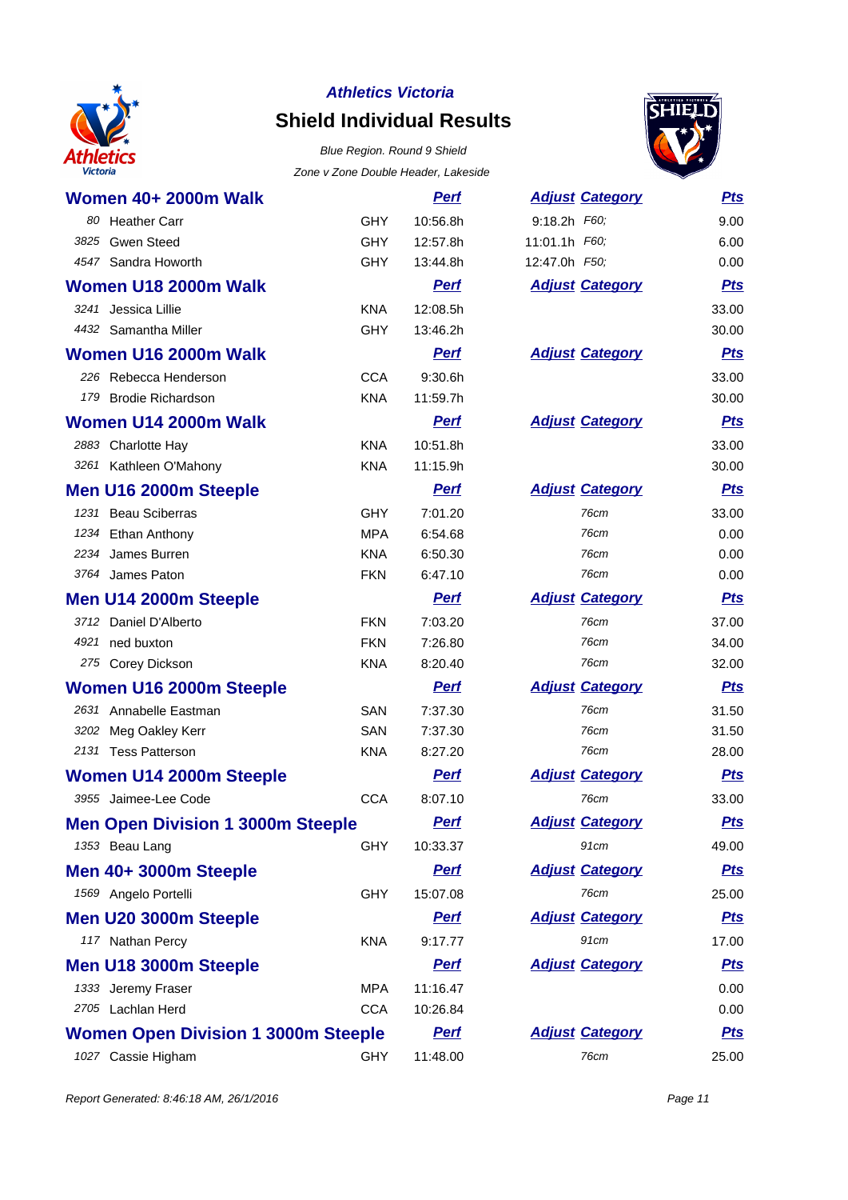*Athletics Victoria*

# Shield Individual Results

*Blue Region. Round 9 Shield*

*Zone v Zone Double Header, Lakeside*

## Women 40+ 2000m Walk

| | Name | Club | Perf | Adjust | Category | Pts |
|---|---|---|---|---|---|---|
| 80 | Heather Carr | GHY | 10:56.8h | 9:18.2h | F60; | 9.00 |
| 3825 | Gwen Steed | GHY | 12:57.8h | 11:01.1h | F60; | 6.00 |
| 4547 | Sandra Howorth | GHY | 13:44.8h | 12:47.0h | F50; | 0.00 |

## Women U18 2000m Walk

| | Name | Club | Perf | Adjust | Category | Pts |
|---|---|---|---|---|---|---|
| 3241 | Jessica Lillie | KNA | 12:08.5h | | | 33.00 |
| 4432 | Samantha Miller | GHY | 13:46.2h | | | 30.00 |

## Women U16 2000m Walk

| | Name | Club | Perf | Adjust | Category | Pts |
|---|---|---|---|---|---|---|
| 226 | Rebecca Henderson | CCA | 9:30.6h | | | 33.00 |
| 179 | Brodie Richardson | KNA | 11:59.7h | | | 30.00 |

## Women U14 2000m Walk

| | Name | Club | Perf | Adjust | Category | Pts |
|---|---|---|---|---|---|---|
| 2883 | Charlotte Hay | KNA | 10:51.8h | | | 33.00 |
| 3261 | Kathleen O'Mahony | KNA | 11:15.9h | | | 30.00 |

## Men U16 2000m Steeple

| | Name | Club | Perf | Adjust | Category | Pts |
|---|---|---|---|---|---|---|
| 1231 | Beau Sciberras | GHY | 7:01.20 | | 76cm | 33.00 |
| 1234 | Ethan Anthony | MPA | 6:54.68 | | 76cm | 0.00 |
| 2234 | James Burren | KNA | 6:50.30 | | 76cm | 0.00 |
| 3764 | James Paton | FKN | 6:47.10 | | 76cm | 0.00 |

## Men U14 2000m Steeple

| | Name | Club | Perf | Adjust | Category | Pts |
|---|---|---|---|---|---|---|
| 3712 | Daniel D'Alberto | FKN | 7:03.20 | | 76cm | 37.00 |
| 4921 | ned buxton | FKN | 7:26.80 | | 76cm | 34.00 |
| 275 | Corey Dickson | KNA | 8:20.40 | | 76cm | 32.00 |

## Women U16 2000m Steeple

| | Name | Club | Perf | Adjust | Category | Pts |
|---|---|---|---|---|---|---|
| 2631 | Annabelle Eastman | SAN | 7:37.30 | | 76cm | 31.50 |
| 3202 | Meg Oakley Kerr | SAN | 7:37.30 | | 76cm | 31.50 |
| 2131 | Tess Patterson | KNA | 8:27.20 | | 76cm | 28.00 |

## Women U14 2000m Steeple

| | Name | Club | Perf | Adjust | Category | Pts |
|---|---|---|---|---|---|---|
| 3955 | Jaimee-Lee Code | CCA | 8:07.10 | | 76cm | 33.00 |

## Men Open Division 1 3000m Steeple

| | Name | Club | Perf | Adjust | Category | Pts |
|---|---|---|---|---|---|---|
| 1353 | Beau Lang | GHY | 10:33.37 | | 91cm | 49.00 |

## Men 40+ 3000m Steeple

| | Name | Club | Perf | Adjust | Category | Pts |
|---|---|---|---|---|---|---|
| 1569 | Angelo Portelli | GHY | 15:07.08 | | 76cm | 25.00 |

## Men U20 3000m Steeple

| | Name | Club | Perf | Adjust | Category | Pts |
|---|---|---|---|---|---|---|
| 117 | Nathan Percy | KNA | 9:17.77 | | 91cm | 17.00 |

## Men U18 3000m Steeple

| | Name | Club | Perf | Adjust | Category | Pts |
|---|---|---|---|---|---|---|
| 1333 | Jeremy Fraser | MPA | 11:16.47 | | | 0.00 |
| 2705 | Lachlan Herd | CCA | 10:26.84 | | | 0.00 |

## Women Open Division 1 3000m Steeple

| | Name | Club | Perf | Adjust | Category | Pts |
|---|---|---|---|---|---|---|
| 1027 | Cassie Higham | GHY | 11:48.00 | | 76cm | 25.00 |

*Report Generated: 8:46:18 AM, 26/1/2016*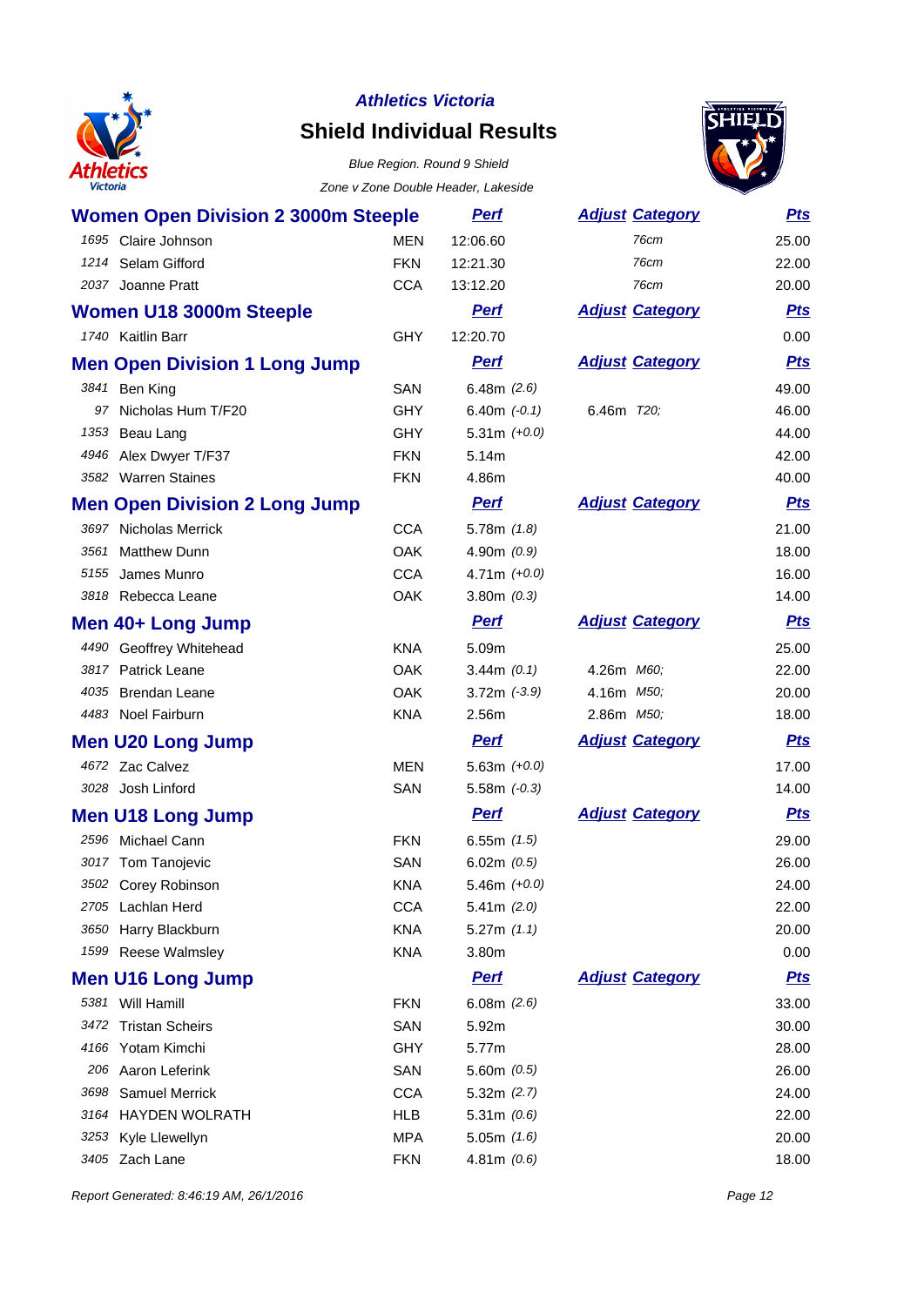*Athletics Victoria*

## Shield Individual Results

*Blue Region. Round 9 Shield*

*Zone v Zone Double Header, Lakeside*

### Women Open Division 2 3000m Steeple

| # | Name | Team | Perf | Adjust | Category | Pts |
|---|---|---|---|---|---|---|
| 1695 | Claire Johnson | MEN | 12:06.60 | | 76cm | 25.00 |
| 1214 | Selam Gifford | FKN | 12:21.30 | | 76cm | 22.00 |
| 2037 | Joanne Pratt | CCA | 13:12.20 | | 76cm | 20.00 |

### Women U18 3000m Steeple

| # | Name | Team | Perf | Adjust | Category | Pts |
|---|---|---|---|---|---|---|
| 1740 | Kaitlin Barr | GHY | 12:20.70 | | | 0.00 |

### Men Open Division 1 Long Jump

| # | Name | Team | Perf | Adjust | Category | Pts |
|---|---|---|---|---|---|---|
| 3841 | Ben King | SAN | 6.48m *(2.6)* | | | 49.00 |
| 97 | Nicholas Hum T/F20 | GHY | 6.40m *(-0.1)* | 6.46m | *T20;* | 46.00 |
| 1353 | Beau Lang | GHY | 5.31m *(+0.0)* | | | 44.00 |
| 4946 | Alex Dwyer T/F37 | FKN | 5.14m | | | 42.00 |
| 3582 | Warren Staines | FKN | 4.86m | | | 40.00 |

### Men Open Division 2 Long Jump

| # | Name | Team | Perf | Adjust | Category | Pts |
|---|---|---|---|---|---|---|
| 3697 | Nicholas Merrick | CCA | 5.78m *(1.8)* | | | 21.00 |
| 3561 | Matthew Dunn | OAK | 4.90m *(0.9)* | | | 18.00 |
| 5155 | James Munro | CCA | 4.71m *(+0.0)* | | | 16.00 |
| 3818 | Rebecca Leane | OAK | 3.80m *(0.3)* | | | 14.00 |

### Men 40+ Long Jump

| # | Name | Team | Perf | Adjust | Category | Pts |
|---|---|---|---|---|---|---|
| 4490 | Geoffrey Whitehead | KNA | 5.09m | | | 25.00 |
| 3817 | Patrick Leane | OAK | 3.44m *(0.1)* | 4.26m | *M60;* | 22.00 |
| 4035 | Brendan Leane | OAK | 3.72m *(-3.9)* | 4.16m | *M50;* | 20.00 |
| 4483 | Noel Fairburn | KNA | 2.56m | 2.86m | *M50;* | 18.00 |

### Men U20 Long Jump

| # | Name | Team | Perf | Adjust | Category | Pts |
|---|---|---|---|---|---|---|
| 4672 | Zac Calvez | MEN | 5.63m *(+0.0)* | | | 17.00 |
| 3028 | Josh Linford | SAN | 5.58m *(-0.3)* | | | 14.00 |

### Men U18 Long Jump

| # | Name | Team | Perf | Adjust | Category | Pts |
|---|---|---|---|---|---|---|
| 2596 | Michael Cann | FKN | 6.55m *(1.5)* | | | 29.00 |
| 3017 | Tom Tanojevic | SAN | 6.02m *(0.5)* | | | 26.00 |
| 3502 | Corey Robinson | KNA | 5.46m *(+0.0)* | | | 24.00 |
| 2705 | Lachlan Herd | CCA | 5.41m *(2.0)* | | | 22.00 |
| 3650 | Harry Blackburn | KNA | 5.27m *(1.1)* | | | 20.00 |
| 1599 | Reese Walmsley | KNA | 3.80m | | | 0.00 |

### Men U16 Long Jump

| # | Name | Team | Perf | Adjust | Category | Pts |
|---|---|---|---|---|---|---|
| 5381 | Will Hamill | FKN | 6.08m *(2.6)* | | | 33.00 |
| 3472 | Tristan Scheirs | SAN | 5.92m | | | 30.00 |
| 4166 | Yotam Kimchi | GHY | 5.77m | | | 28.00 |
| 206 | Aaron Leferink | SAN | 5.60m *(0.5)* | | | 26.00 |
| 3698 | Samuel Merrick | CCA | 5.32m *(2.7)* | | | 24.00 |
| 3164 | HAYDEN WOLRATH | HLB | 5.31m *(0.6)* | | | 22.00 |
| 3253 | Kyle Llewellyn | MPA | 5.05m *(1.6)* | | | 20.00 |
| 3405 | Zach Lane | FKN | 4.81m *(0.6)* | | | 18.00 |

*Report Generated: 8:46:19 AM, 26/1/2016*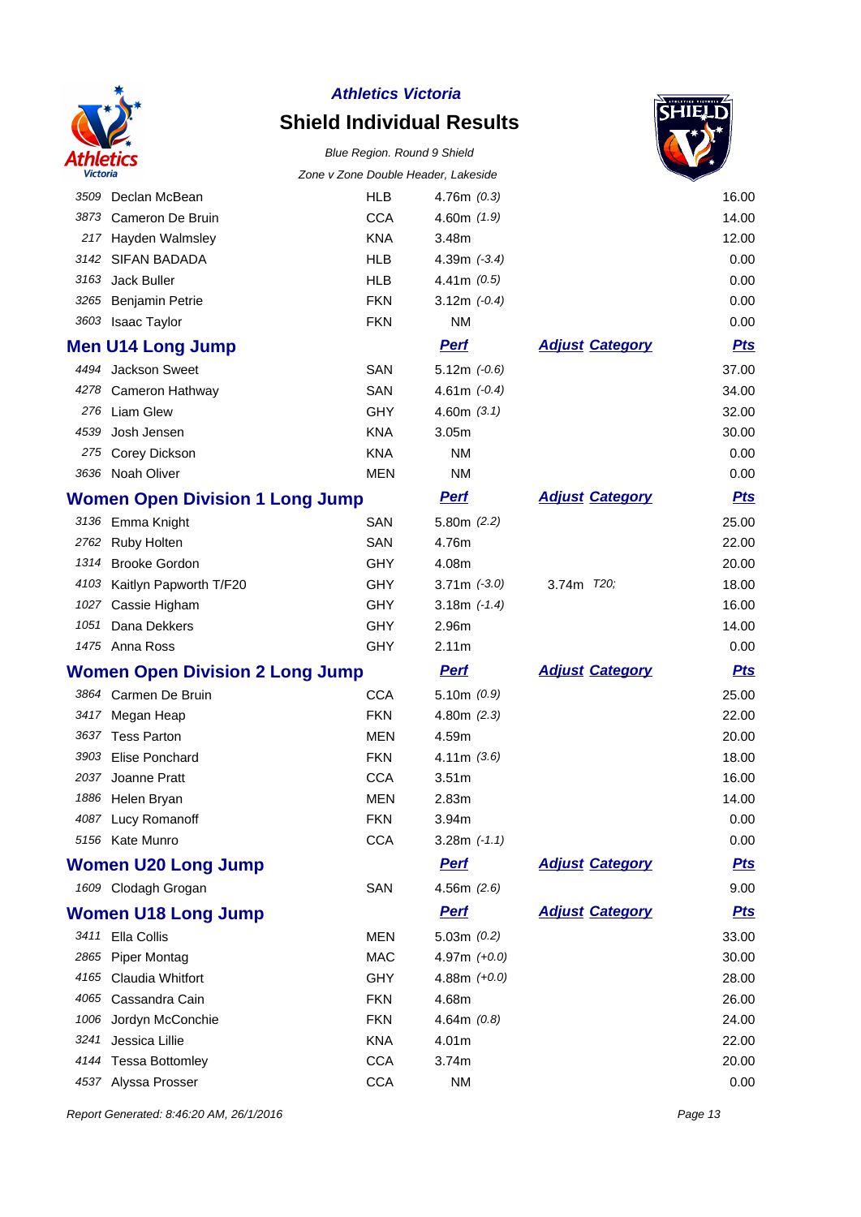**Athletics Victoria**

# Shield Individual Results

*Blue Region. Round 9 Shield*

*Zone v Zone Double Header, Lakeside*

| | | | | | |
|---|---|---|---|---|---|
| *3509* | Declan McBean | HLB | 4.76m *(0.3)* | | 16.00 |
| *3873* | Cameron De Bruin | CCA | 4.60m *(1.9)* | | 14.00 |
| *217* | Hayden Walmsley | KNA | 3.48m | | 12.00 |
| *3142* | SIFAN BADADA | HLB | 4.39m *(-3.4)* | | 0.00 |
| *3163* | Jack Buller | HLB | 4.41m *(0.5)* | | 0.00 |
| *3265* | Benjamin Petrie | FKN | 3.12m *(-0.4)* | | 0.00 |
| *3603* | Isaac Taylor | FKN | NM | | 0.00 |

## Men U14 Long Jump

| | | | Perf | Adjust Category | Pts |
|---|---|---|---|---|---|
| *4494* | Jackson Sweet | SAN | 5.12m *(-0.6)* | | 37.00 |
| *4278* | Cameron Hathway | SAN | 4.61m *(-0.4)* | | 34.00 |
| *276* | Liam Glew | GHY | 4.60m *(3.1)* | | 32.00 |
| *4539* | Josh Jensen | KNA | 3.05m | | 30.00 |
| *275* | Corey Dickson | KNA | NM | | 0.00 |
| *3636* | Noah Oliver | MEN | NM | | 0.00 |

## Women Open Division 1 Long Jump

| | | | Perf | Adjust Category | Pts |
|---|---|---|---|---|---|
| *3136* | Emma Knight | SAN | 5.80m *(2.2)* | | 25.00 |
| *2762* | Ruby Holten | SAN | 4.76m | | 22.00 |
| *1314* | Brooke Gordon | GHY | 4.08m | | 20.00 |
| *4103* | Kaitlyn Papworth T/F20 | GHY | 3.71m *(-3.0)* | 3.74m *T20;* | 18.00 |
| *1027* | Cassie Higham | GHY | 3.18m *(-1.4)* | | 16.00 |
| *1051* | Dana Dekkers | GHY | 2.96m | | 14.00 |
| *1475* | Anna Ross | GHY | 2.11m | | 0.00 |

## Women Open Division 2 Long Jump

| | | | Perf | Adjust Category | Pts |
|---|---|---|---|---|---|
| *3864* | Carmen De Bruin | CCA | 5.10m *(0.9)* | | 25.00 |
| *3417* | Megan Heap | FKN | 4.80m *(2.3)* | | 22.00 |
| *3637* | Tess Parton | MEN | 4.59m | | 20.00 |
| *3903* | Elise Ponchard | FKN | 4.11m *(3.6)* | | 18.00 |
| *2037* | Joanne Pratt | CCA | 3.51m | | 16.00 |
| *1886* | Helen Bryan | MEN | 2.83m | | 14.00 |
| *4087* | Lucy Romanoff | FKN | 3.94m | | 0.00 |
| *5156* | Kate Munro | CCA | 3.28m *(-1.1)* | | 0.00 |

## Women U20 Long Jump

| | | | Perf | Adjust Category | Pts |
|---|---|---|---|---|---|
| *1609* | Clodagh Grogan | SAN | 4.56m *(2.6)* | | 9.00 |

## Women U18 Long Jump

| | | | Perf | Adjust Category | Pts |
|---|---|---|---|---|---|
| *3411* | Ella Collis | MEN | 5.03m *(0.2)* | | 33.00 |
| *2865* | Piper Montag | MAC | 4.97m *(+0.0)* | | 30.00 |
| *4165* | Claudia Whitfort | GHY | 4.88m *(+0.0)* | | 28.00 |
| *4065* | Cassandra Cain | FKN | 4.68m | | 26.00 |
| *1006* | Jordyn McConchie | FKN | 4.64m *(0.8)* | | 24.00 |
| *3241* | Jessica Lillie | KNA | 4.01m | | 22.00 |
| *4144* | Tessa Bottomley | CCA | 3.74m | | 20.00 |
| *4537* | Alyssa Prosser | CCA | NM | | 0.00 |

*Report Generated: 8:46:20 AM, 26/1/2016*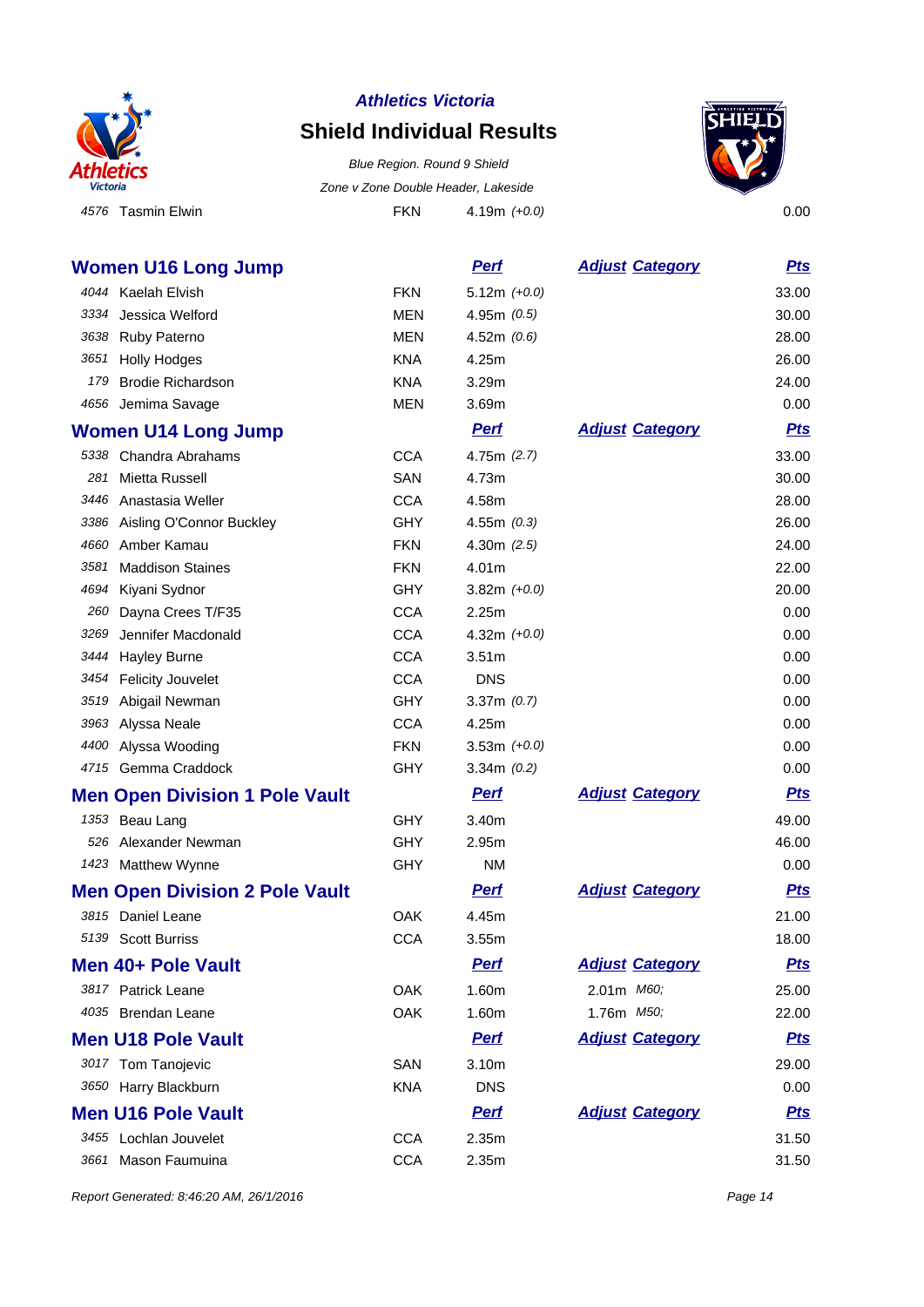**Athletics Victoria**

## Shield Individual Results

*Blue Region. Round 9 Shield*

*Zone v Zone Double Header, Lakeside*

| | | | | | |
|---|---|---|---|---|---|
| 4576 | Tasmin Elwin | FKN | 4.19m *(+0.0)* | | 0.00 |

### Women U16 Long Jump

| | | | Perf | Adjust Category | Pts |
|---|---|---|---|---|---|
| 4044 | Kaelah Elvish | FKN | 5.12m *(+0.0)* | | 33.00 |
| 3334 | Jessica Welford | MEN | 4.95m *(0.5)* | | 30.00 |
| 3638 | Ruby Paterno | MEN | 4.52m *(0.6)* | | 28.00 |
| 3651 | Holly Hodges | KNA | 4.25m | | 26.00 |
| 179 | Brodie Richardson | KNA | 3.29m | | 24.00 |
| 4656 | Jemima Savage | MEN | 3.69m | | 0.00 |

### Women U14 Long Jump

| | | | Perf | Adjust Category | Pts |
|---|---|---|---|---|---|
| 5338 | Chandra Abrahams | CCA | 4.75m *(2.7)* | | 33.00 |
| 281 | Mietta Russell | SAN | 4.73m | | 30.00 |
| 3446 | Anastasia Weller | CCA | 4.58m | | 28.00 |
| 3386 | Aisling O'Connor Buckley | GHY | 4.55m *(0.3)* | | 26.00 |
| 4660 | Amber Kamau | FKN | 4.30m *(2.5)* | | 24.00 |
| 3581 | Maddison Staines | FKN | 4.01m | | 22.00 |
| 4694 | Kiyani Sydnor | GHY | 3.82m *(+0.0)* | | 20.00 |
| 260 | Dayna Crees T/F35 | CCA | 2.25m | | 0.00 |
| 3269 | Jennifer Macdonald | CCA | 4.32m *(+0.0)* | | 0.00 |
| 3444 | Hayley Burne | CCA | 3.51m | | 0.00 |
| 3454 | Felicity Jouvelet | CCA | DNS | | 0.00 |
| 3519 | Abigail Newman | GHY | 3.37m *(0.7)* | | 0.00 |
| 3963 | Alyssa Neale | CCA | 4.25m | | 0.00 |
| 4400 | Alyssa Wooding | FKN | 3.53m *(+0.0)* | | 0.00 |
| 4715 | Gemma Craddock | GHY | 3.34m *(0.2)* | | 0.00 |

### Men Open Division 1 Pole Vault

| | | | Perf | Adjust Category | Pts |
|---|---|---|---|---|---|
| 1353 | Beau Lang | GHY | 3.40m | | 49.00 |
| 526 | Alexander Newman | GHY | 2.95m | | 46.00 |
| 1423 | Matthew Wynne | GHY | NM | | 0.00 |

### Men Open Division 2 Pole Vault

| | | | Perf | Adjust Category | Pts |
|---|---|---|---|---|---|
| 3815 | Daniel Leane | OAK | 4.45m | | 21.00 |
| 5139 | Scott Burriss | CCA | 3.55m | | 18.00 |

### Men 40+ Pole Vault

| | | | Perf | Adjust Category | Pts |
|---|---|---|---|---|---|
| 3817 | Patrick Leane | OAK | 1.60m | 2.01m *M60;* | 25.00 |
| 4035 | Brendan Leane | OAK | 1.60m | 1.76m *M50;* | 22.00 |

### Men U18 Pole Vault

| | | | Perf | Adjust Category | Pts |
|---|---|---|---|---|---|
| 3017 | Tom Tanojevic | SAN | 3.10m | | 29.00 |
| 3650 | Harry Blackburn | KNA | DNS | | 0.00 |

### Men U16 Pole Vault

| | | | Perf | Adjust Category | Pts |
|---|---|---|---|---|---|
| 3455 | Lochlan Jouvelet | CCA | 2.35m | | 31.50 |
| 3661 | Mason Faumuina | CCA | 2.35m | | 31.50 |

*Report Generated: 8:46:20 AM, 26/1/2016*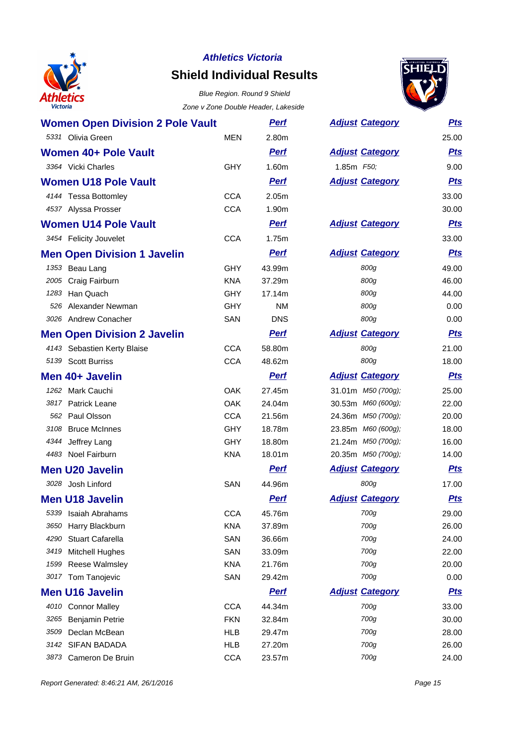**Athletics Victoria**

# Shield Individual Results

*Blue Region. Round 9 Shield*

*Zone v Zone Double Header, Lakeside*

## Women Open Division 2 Pole Vault

| | | | Perf | Adjust | Category | Pts |
|---|---|---|---|---|---|---|
| 5331 | Olivia Green | MEN | 2.80m | | | 25.00 |

## Women 40+ Pole Vault

| | | | Perf | Adjust | Category | Pts |
|---|---|---|---|---|---|---|
| 3364 | Vicki Charles | GHY | 1.60m | 1.85m | F50; | 9.00 |

## Women U18 Pole Vault

| | | | Perf | Adjust | Category | Pts |
|---|---|---|---|---|---|---|
| 4144 | Tessa Bottomley | CCA | 2.05m | | | 33.00 |
| 4537 | Alyssa Prosser | CCA | 1.90m | | | 30.00 |

## Women U14 Pole Vault

| | | | Perf | Adjust | Category | Pts |
|---|---|---|---|---|---|---|
| 3454 | Felicity Jouvelet | CCA | 1.75m | | | 33.00 |

## Men Open Division 1 Javelin

| | | | Perf | Adjust | Category | Pts |
|---|---|---|---|---|---|---|
| 1353 | Beau Lang | GHY | 43.99m | | 800g | 49.00 |
| 2005 | Craig Fairburn | KNA | 37.29m | | 800g | 46.00 |
| 1283 | Han Quach | GHY | 17.14m | | 800g | 44.00 |
| 526 | Alexander Newman | GHY | NM | | 800g | 0.00 |
| 3026 | Andrew Conacher | SAN | DNS | | 800g | 0.00 |

## Men Open Division 2 Javelin

| | | | Perf | Adjust | Category | Pts |
|---|---|---|---|---|---|---|
| 4143 | Sebastien Kerty Blaise | CCA | 58.80m | | 800g | 21.00 |
| 5139 | Scott Burriss | CCA | 48.62m | | 800g | 18.00 |

## Men 40+ Javelin

| | | | Perf | Adjust | Category | Pts |
|---|---|---|---|---|---|---|
| 1262 | Mark Cauchi | OAK | 27.45m | 31.01m | M50 (700g); | 25.00 |
| 3817 | Patrick Leane | OAK | 24.04m | 30.53m | M60 (600g); | 22.00 |
| 562 | Paul Olsson | CCA | 21.56m | 24.36m | M50 (700g); | 20.00 |
| 3108 | Bruce McInnes | GHY | 18.78m | 23.85m | M60 (600g); | 18.00 |
| 4344 | Jeffrey Lang | GHY | 18.80m | 21.24m | M50 (700g); | 16.00 |
| 4483 | Noel Fairburn | KNA | 18.01m | 20.35m | M50 (700g); | 14.00 |

## Men U20 Javelin

| | | | Perf | Adjust | Category | Pts |
|---|---|---|---|---|---|---|
| 3028 | Josh Linford | SAN | 44.96m | | 800g | 17.00 |

## Men U18 Javelin

| | | | Perf | Adjust | Category | Pts |
|---|---|---|---|---|---|---|
| 5339 | Isaiah Abrahams | CCA | 45.76m | | 700g | 29.00 |
| 3650 | Harry Blackburn | KNA | 37.89m | | 700g | 26.00 |
| 4290 | Stuart Cafarella | SAN | 36.66m | | 700g | 24.00 |
| 3419 | Mitchell Hughes | SAN | 33.09m | | 700g | 22.00 |
| 1599 | Reese Walmsley | KNA | 21.76m | | 700g | 20.00 |
| 3017 | Tom Tanojevic | SAN | 29.42m | | 700g | 0.00 |

## Men U16 Javelin

| | | | Perf | Adjust | Category | Pts |
|---|---|---|---|---|---|---|
| 4010 | Connor Malley | CCA | 44.34m | | 700g | 33.00 |
| 3265 | Benjamin Petrie | FKN | 32.84m | | 700g | 30.00 |
| 3509 | Declan McBean | HLB | 29.47m | | 700g | 28.00 |
| 3142 | SIFAN BADADA | HLB | 27.20m | | 700g | 26.00 |
| 3873 | Cameron De Bruin | CCA | 23.57m | | 700g | 24.00 |

*Report Generated: 8:46:21 AM, 26/1/2016*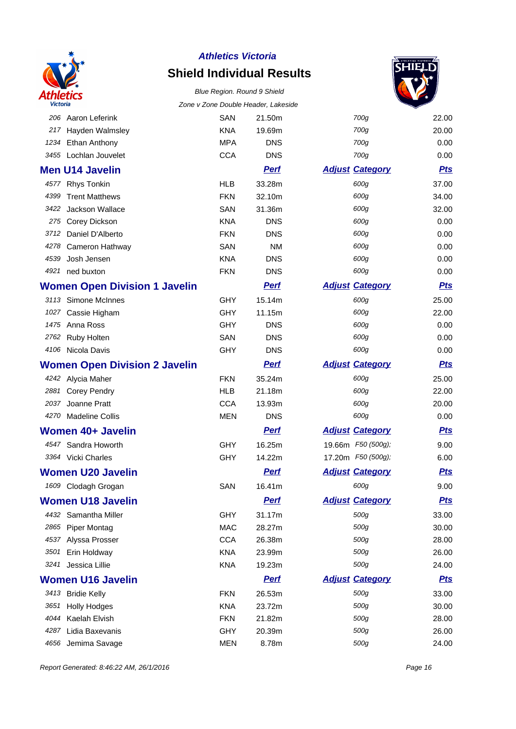*Athletics Victoria*

# Shield Individual Results

*Blue Region. Round 9 Shield*

*Zone v Zone Double Header, Lakeside*

| | | | | | | |
|---|---|---|---|---|---|---|
| 206 | Aaron Leferink | SAN | 21.50m | | 700g | 22.00 |
| 217 | Hayden Walmsley | KNA | 19.69m | | 700g | 20.00 |
| 1234 | Ethan Anthony | MPA | DNS | | 700g | 0.00 |
| 3455 | Lochlan Jouvelet | CCA | DNS | | 700g | 0.00 |

## Men U14 Javelin

| | | | Perf | Adjust | Category | Pts |
|---|---|---|---|---|---|---|
| 4577 | Rhys Tonkin | HLB | 33.28m | | 600g | 37.00 |
| 4399 | Trent Matthews | FKN | 32.10m | | 600g | 34.00 |
| 3422 | Jackson Wallace | SAN | 31.36m | | 600g | 32.00 |
| 275 | Corey Dickson | KNA | DNS | | 600g | 0.00 |
| 3712 | Daniel D'Alberto | FKN | DNS | | 600g | 0.00 |
| 4278 | Cameron Hathway | SAN | NM | | 600g | 0.00 |
| 4539 | Josh Jensen | KNA | DNS | | 600g | 0.00 |
| 4921 | ned buxton | FKN | DNS | | 600g | 0.00 |

## Women Open Division 1 Javelin

| | | | Perf | Adjust | Category | Pts |
|---|---|---|---|---|---|---|
| 3113 | Simone McInnes | GHY | 15.14m | | 600g | 25.00 |
| 1027 | Cassie Higham | GHY | 11.15m | | 600g | 22.00 |
| 1475 | Anna Ross | GHY | DNS | | 600g | 0.00 |
| 2762 | Ruby Holten | SAN | DNS | | 600g | 0.00 |
| 4106 | Nicola Davis | GHY | DNS | | 600g | 0.00 |

## Women Open Division 2 Javelin

| | | | Perf | Adjust | Category | Pts |
|---|---|---|---|---|---|---|
| 4242 | Alycia Maher | FKN | 35.24m | | 600g | 25.00 |
| 2881 | Corey Pendry | HLB | 21.18m | | 600g | 22.00 |
| 2037 | Joanne Pratt | CCA | 13.93m | | 600g | 20.00 |
| 4270 | Madeline Collis | MEN | DNS | | 600g | 0.00 |

## Women 40+ Javelin

| | | | Perf | Adjust | Category | Pts |
|---|---|---|---|---|---|---|
| 4547 | Sandra Howorth | GHY | 16.25m | 19.66m | F50 (500g); | 9.00 |
| 3364 | Vicki Charles | GHY | 14.22m | 17.20m | F50 (500g); | 6.00 |

## Women U20 Javelin

| | | | Perf | Adjust | Category | Pts |
|---|---|---|---|---|---|---|
| 1609 | Clodagh Grogan | SAN | 16.41m | | 600g | 9.00 |

## Women U18 Javelin

| | | | Perf | Adjust | Category | Pts |
|---|---|---|---|---|---|---|
| 4432 | Samantha Miller | GHY | 31.17m | | 500g | 33.00 |
| 2865 | Piper Montag | MAC | 28.27m | | 500g | 30.00 |
| 4537 | Alyssa Prosser | CCA | 26.38m | | 500g | 28.00 |
| 3501 | Erin Holdway | KNA | 23.99m | | 500g | 26.00 |
| 3241 | Jessica Lillie | KNA | 19.23m | | 500g | 24.00 |

## Women U16 Javelin

| | | | Perf | Adjust | Category | Pts |
|---|---|---|---|---|---|---|
| 3413 | Bridie Kelly | FKN | 26.53m | | 500g | 33.00 |
| 3651 | Holly Hodges | KNA | 23.72m | | 500g | 30.00 |
| 4044 | Kaelah Elvish | FKN | 21.82m | | 500g | 28.00 |
| 4287 | Lidia Baxevanis | GHY | 20.39m | | 500g | 26.00 |
| 4656 | Jemima Savage | MEN | 8.78m | | 500g | 24.00 |

*Report Generated: 8:46:22 AM, 26/1/2016*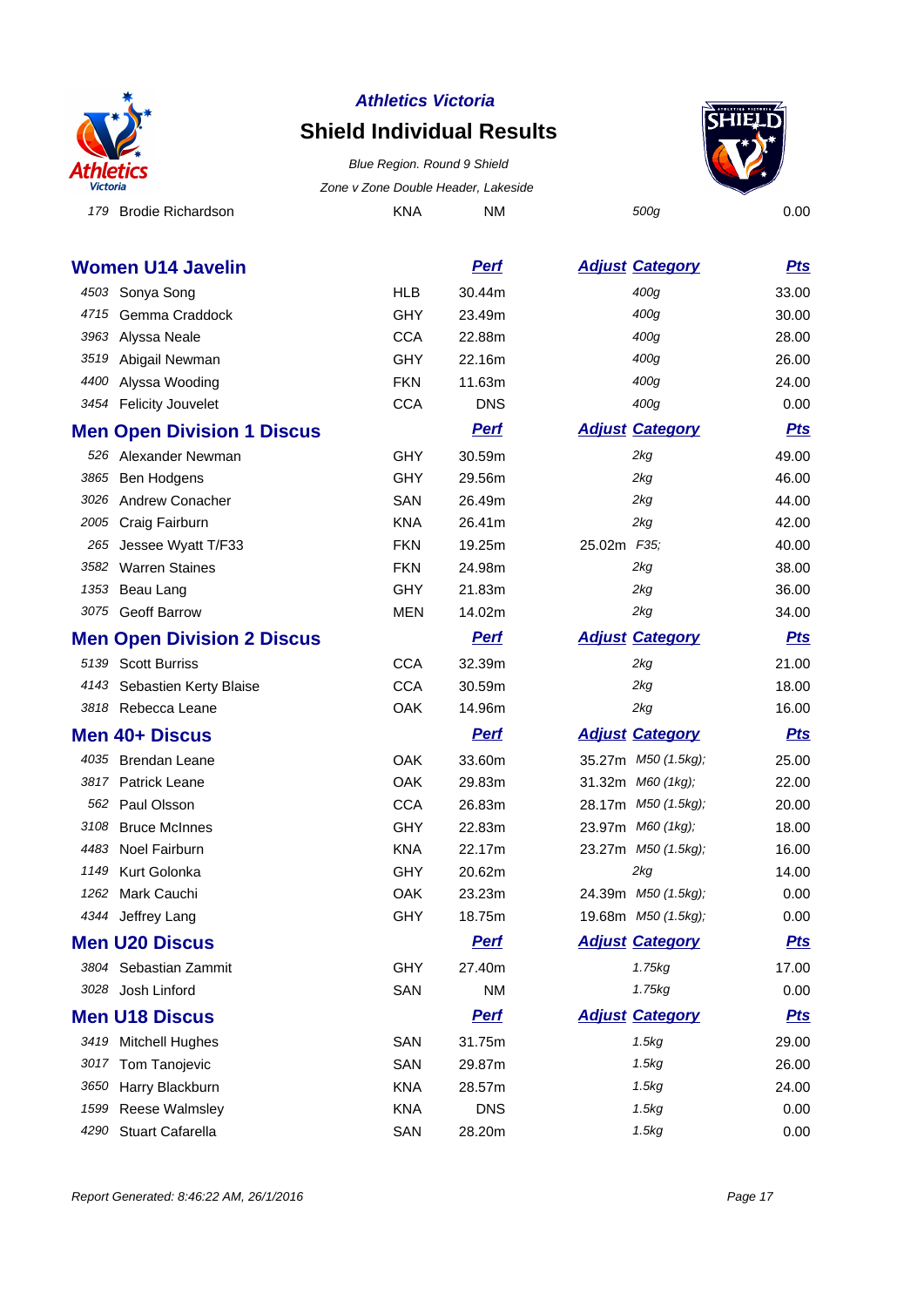| | | | | | | |
|---|---|---|---|---|---|---|
| 179 | Brodie Richardson | KNA | NM | | 500g | 0.00 |

## Women U14 Javelin

| | | | Perf | Adjust | Category | Pts |
|---|---|---|---|---|---|---|
| 4503 | Sonya Song | HLB | 30.44m | | 400g | 33.00 |
| 4715 | Gemma Craddock | GHY | 23.49m | | 400g | 30.00 |
| 3963 | Alyssa Neale | CCA | 22.88m | | 400g | 28.00 |
| 3519 | Abigail Newman | GHY | 22.16m | | 400g | 26.00 |
| 4400 | Alyssa Wooding | FKN | 11.63m | | 400g | 24.00 |
| 3454 | Felicity Jouvelet | CCA | DNS | | 400g | 0.00 |

## Men Open Division 1 Discus

| | | | Perf | Adjust | Category | Pts |
|---|---|---|---|---|---|---|
| 526 | Alexander Newman | GHY | 30.59m | | 2kg | 49.00 |
| 3865 | Ben Hodgens | GHY | 29.56m | | 2kg | 46.00 |
| 3026 | Andrew Conacher | SAN | 26.49m | | 2kg | 44.00 |
| 2005 | Craig Fairburn | KNA | 26.41m | | 2kg | 42.00 |
| 265 | Jessee Wyatt T/F33 | FKN | 19.25m | 25.02m | F35; | 40.00 |
| 3582 | Warren Staines | FKN | 24.98m | | 2kg | 38.00 |
| 1353 | Beau Lang | GHY | 21.83m | | 2kg | 36.00 |
| 3075 | Geoff Barrow | MEN | 14.02m | | 2kg | 34.00 |

## Men Open Division 2 Discus

| | | | Perf | Adjust | Category | Pts |
|---|---|---|---|---|---|---|
| 5139 | Scott Burriss | CCA | 32.39m | | 2kg | 21.00 |
| 4143 | Sebastien Kerty Blaise | CCA | 30.59m | | 2kg | 18.00 |
| 3818 | Rebecca Leane | OAK | 14.96m | | 2kg | 16.00 |

## Men 40+ Discus

| | | | Perf | Adjust | Category | Pts |
|---|---|---|---|---|---|---|
| 4035 | Brendan Leane | OAK | 33.60m | 35.27m | M50 (1.5kg); | 25.00 |
| 3817 | Patrick Leane | OAK | 29.83m | 31.32m | M60 (1kg); | 22.00 |
| 562 | Paul Olsson | CCA | 26.83m | 28.17m | M50 (1.5kg); | 20.00 |
| 3108 | Bruce McInnes | GHY | 22.83m | 23.97m | M60 (1kg); | 18.00 |
| 4483 | Noel Fairburn | KNA | 22.17m | 23.27m | M50 (1.5kg); | 16.00 |
| 1149 | Kurt Golonka | GHY | 20.62m | | 2kg | 14.00 |
| 1262 | Mark Cauchi | OAK | 23.23m | 24.39m | M50 (1.5kg); | 0.00 |
| 4344 | Jeffrey Lang | GHY | 18.75m | 19.68m | M50 (1.5kg); | 0.00 |

## Men U20 Discus

| | | | Perf | Adjust | Category | Pts |
|---|---|---|---|---|---|---|
| 3804 | Sebastian Zammit | GHY | 27.40m | | 1.75kg | 17.00 |
| 3028 | Josh Linford | SAN | NM | | 1.75kg | 0.00 |

## Men U18 Discus

| | | | Perf | Adjust | Category | Pts |
|---|---|---|---|---|---|---|
| 3419 | Mitchell Hughes | SAN | 31.75m | | 1.5kg | 29.00 |
| 3017 | Tom Tanojevic | SAN | 29.87m | | 1.5kg | 26.00 |
| 3650 | Harry Blackburn | KNA | 28.57m | | 1.5kg | 24.00 |
| 1599 | Reese Walmsley | KNA | DNS | | 1.5kg | 0.00 |
| 4290 | Stuart Cafarella | SAN | 28.20m | | 1.5kg | 0.00 |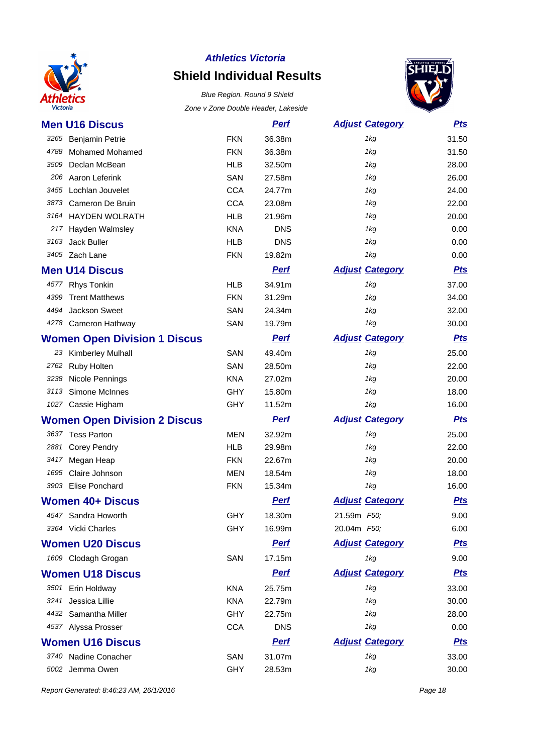**Athletics Victoria**

# Shield Individual Results

*Blue Region. Round 9 Shield*

*Zone v Zone Double Header, Lakeside*

## Men U16 Discus

| | Name | Team | Perf | Adjust Category | Pts |
|---|---|---|---|---|---|
| 3265 | Benjamin Petrie | FKN | 36.38m | 1kg | 31.50 |
| 4788 | Mohamed Mohamed | FKN | 36.38m | 1kg | 31.50 |
| 3509 | Declan McBean | HLB | 32.50m | 1kg | 28.00 |
| 206 | Aaron Leferink | SAN | 27.58m | 1kg | 26.00 |
| 3455 | Lochlan Jouvelet | CCA | 24.77m | 1kg | 24.00 |
| 3873 | Cameron De Bruin | CCA | 23.08m | 1kg | 22.00 |
| 3164 | HAYDEN WOLRATH | HLB | 21.96m | 1kg | 20.00 |
| 217 | Hayden Walmsley | KNA | DNS | 1kg | 0.00 |
| 3163 | Jack Buller | HLB | DNS | 1kg | 0.00 |
| 3405 | Zach Lane | FKN | 19.82m | 1kg | 0.00 |

## Men U14 Discus

| | Name | Team | Perf | Adjust Category | Pts |
|---|---|---|---|---|---|
| 4577 | Rhys Tonkin | HLB | 34.91m | 1kg | 37.00 |
| 4399 | Trent Matthews | FKN | 31.29m | 1kg | 34.00 |
| 4494 | Jackson Sweet | SAN | 24.34m | 1kg | 32.00 |
| 4278 | Cameron Hathway | SAN | 19.79m | 1kg | 30.00 |

## Women Open Division 1 Discus

| | Name | Team | Perf | Adjust Category | Pts |
|---|---|---|---|---|---|
| 23 | Kimberley Mulhall | SAN | 49.40m | 1kg | 25.00 |
| 2762 | Ruby Holten | SAN | 28.50m | 1kg | 22.00 |
| 3238 | Nicole Pennings | KNA | 27.02m | 1kg | 20.00 |
| 3113 | Simone McInnes | GHY | 15.80m | 1kg | 18.00 |
| 1027 | Cassie Higham | GHY | 11.52m | 1kg | 16.00 |

## Women Open Division 2 Discus

| | Name | Team | Perf | Adjust Category | Pts |
|---|---|---|---|---|---|
| 3637 | Tess Parton | MEN | 32.92m | 1kg | 25.00 |
| 2881 | Corey Pendry | HLB | 29.98m | 1kg | 22.00 |
| 3417 | Megan Heap | FKN | 22.67m | 1kg | 20.00 |
| 1695 | Claire Johnson | MEN | 18.54m | 1kg | 18.00 |
| 3903 | Elise Ponchard | FKN | 15.34m | 1kg | 16.00 |

## Women 40+ Discus

| | Name | Team | Perf | Adjust Category | Pts |
|---|---|---|---|---|---|
| 4547 | Sandra Howorth | GHY | 18.30m | 21.59m F50; | 9.00 |
| 3364 | Vicki Charles | GHY | 16.99m | 20.04m F50; | 6.00 |

## Women U20 Discus

| | Name | Team | Perf | Adjust Category | Pts |
|---|---|---|---|---|---|
| 1609 | Clodagh Grogan | SAN | 17.15m | 1kg | 9.00 |

## Women U18 Discus

| | Name | Team | Perf | Adjust Category | Pts |
|---|---|---|---|---|---|
| 3501 | Erin Holdway | KNA | 25.75m | 1kg | 33.00 |
| 3241 | Jessica Lillie | KNA | 22.79m | 1kg | 30.00 |
| 4432 | Samantha Miller | GHY | 22.75m | 1kg | 28.00 |
| 4537 | Alyssa Prosser | CCA | DNS | 1kg | 0.00 |

## Women U16 Discus

| | Name | Team | Perf | Adjust Category | Pts |
|---|---|---|---|---|---|
| 3740 | Nadine Conacher | SAN | 31.07m | 1kg | 33.00 |
| 5002 | Jemma Owen | GHY | 28.53m | 1kg | 30.00 |

*Report Generated: 8:46:23 AM, 26/1/2016*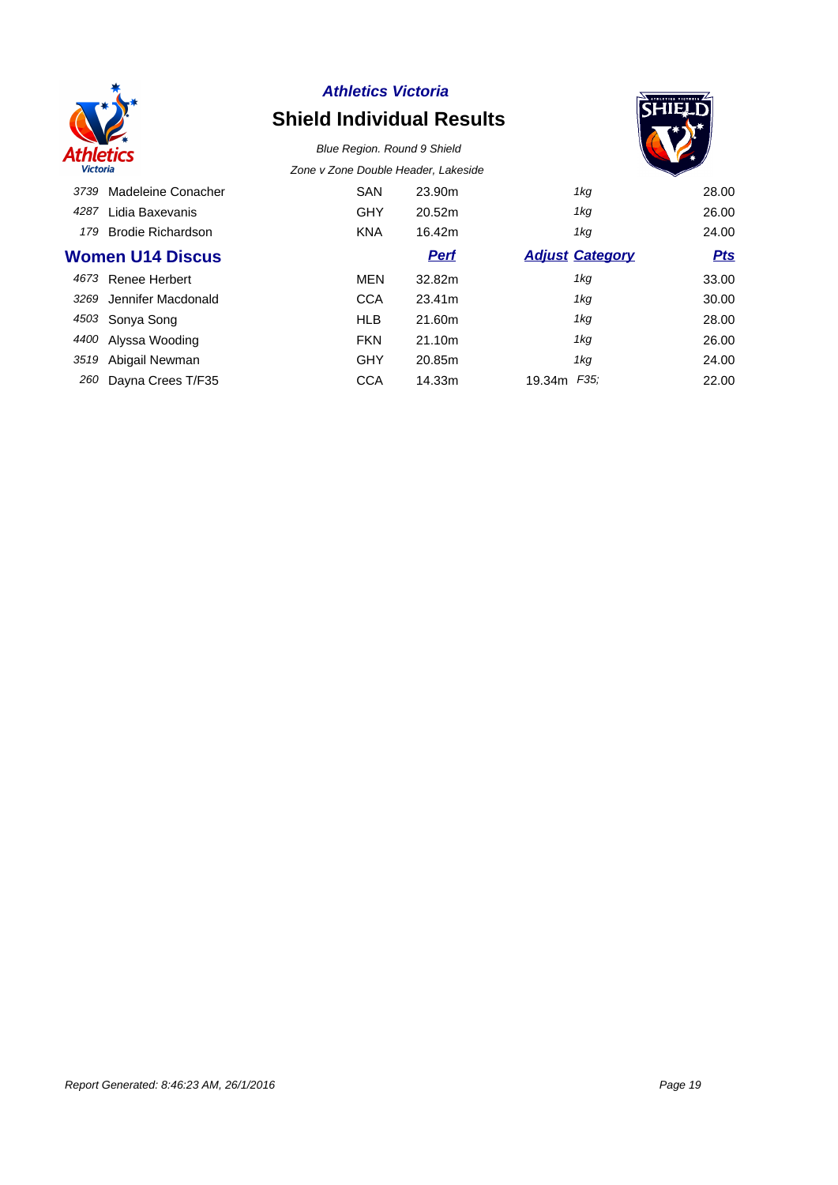**Athletics Victoria**

# Shield Individual Results

*Blue Region. Round 9 Shield*

*Zone v Zone Double Header, Lakeside*

| | | | | | | |
|---|---|---|---|---|---|---|
| 3739 | Madeleine Conacher | SAN | 23.90m | | 1kg | 28.00 |
| 4287 | Lidia Baxevanis | GHY | 20.52m | | 1kg | 26.00 |
| 179 | Brodie Richardson | KNA | 16.42m | | 1kg | 24.00 |

## Women U14 Discus

| | | | Perf | Adjust | Category | Pts |
|---|---|---|---|---|---|---|
| 4673 | Renee Herbert | MEN | 32.82m | | 1kg | 33.00 |
| 3269 | Jennifer Macdonald | CCA | 23.41m | | 1kg | 30.00 |
| 4503 | Sonya Song | HLB | 21.60m | | 1kg | 28.00 |
| 4400 | Alyssa Wooding | FKN | 21.10m | | 1kg | 26.00 |
| 3519 | Abigail Newman | GHY | 20.85m | | 1kg | 24.00 |
| 260 | Dayna Crees T/F35 | CCA | 14.33m | 19.34m | F35; | 22.00 |

*Report Generated: 8:46:23 AM, 26/1/2016*